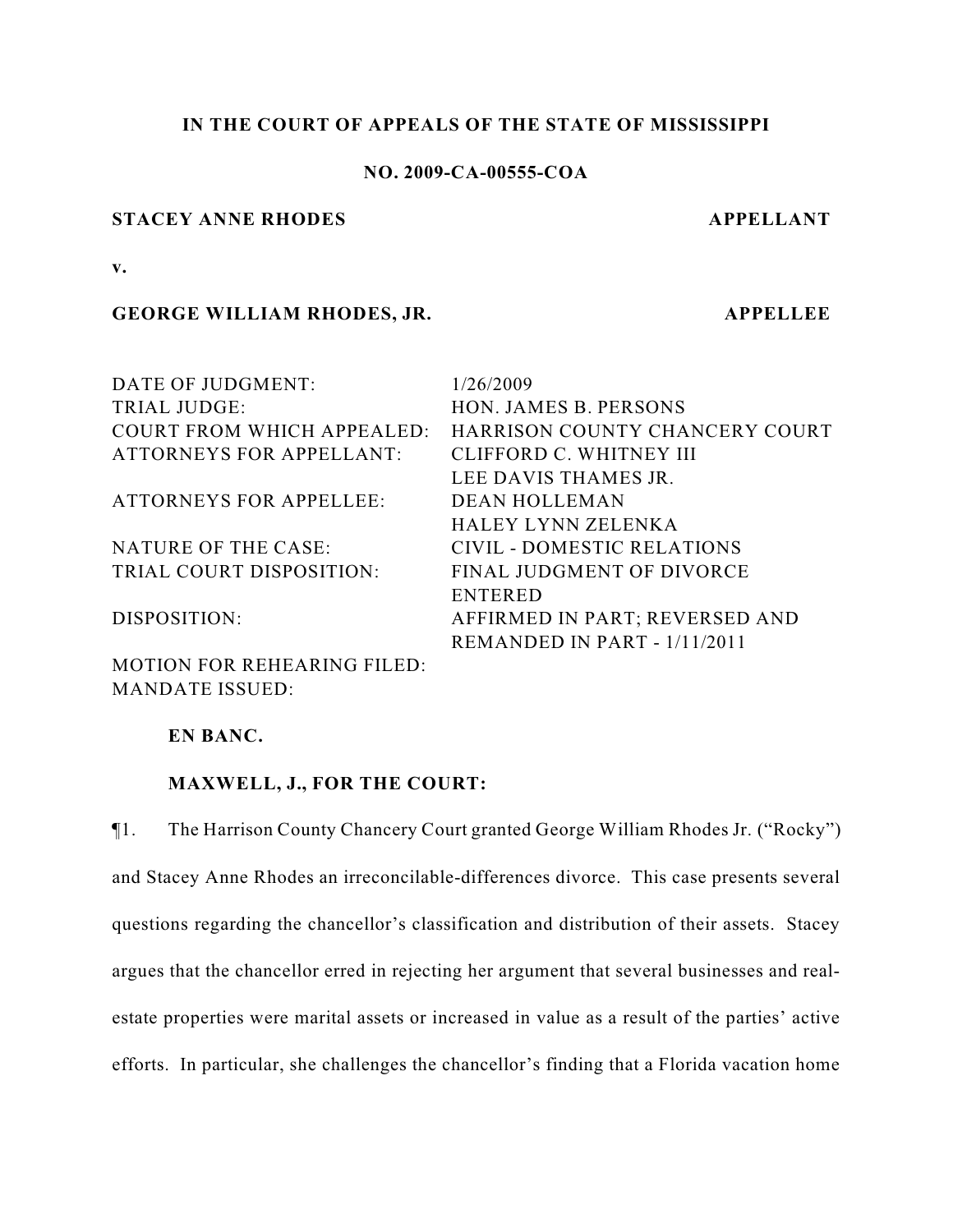**IN THE COURT OF APPEALS OF THE STATE OF MISSISSIPPI**

**NO. 2009-CA-00555-COA**

**STACEY ANNE RHODES** **APPELLANT**

**v.**

**GEORGE WILLIAM RHODES, JR.** **APPELLEE**

| | |
|---|---|
| DATE OF JUDGMENT: | 1/26/2009 |
| TRIAL JUDGE: | HON. JAMES B. PERSONS |
| COURT FROM WHICH APPEALED: | HARRISON COUNTY CHANCERY COURT |
| ATTORNEYS FOR APPELLANT: | CLIFFORD C. WHITNEY III<br>LEE DAVIS THAMES JR. |
| ATTORNEYS FOR APPELLEE: | DEAN HOLLEMAN<br>HALEY LYNN ZELENKA |
| NATURE OF THE CASE: | CIVIL - DOMESTIC RELATIONS |
| TRIAL COURT DISPOSITION: | FINAL JUDGMENT OF DIVORCE ENTERED |
| DISPOSITION: | AFFIRMED IN PART; REVERSED AND REMANDED IN PART - 1/11/2011 |
| MOTION FOR REHEARING FILED: | |
| MANDATE ISSUED: | |

**EN BANC.**

**MAXWELL, J., FOR THE COURT:**

¶1. The Harrison County Chancery Court granted George William Rhodes Jr. ("Rocky") and Stacey Anne Rhodes an irreconcilable-differences divorce. This case presents several questions regarding the chancellor's classification and distribution of their assets. Stacey argues that the chancellor erred in rejecting her argument that several businesses and real-estate properties were marital assets or increased in value as a result of the parties' active efforts. In particular, she challenges the chancellor's finding that a Florida vacation home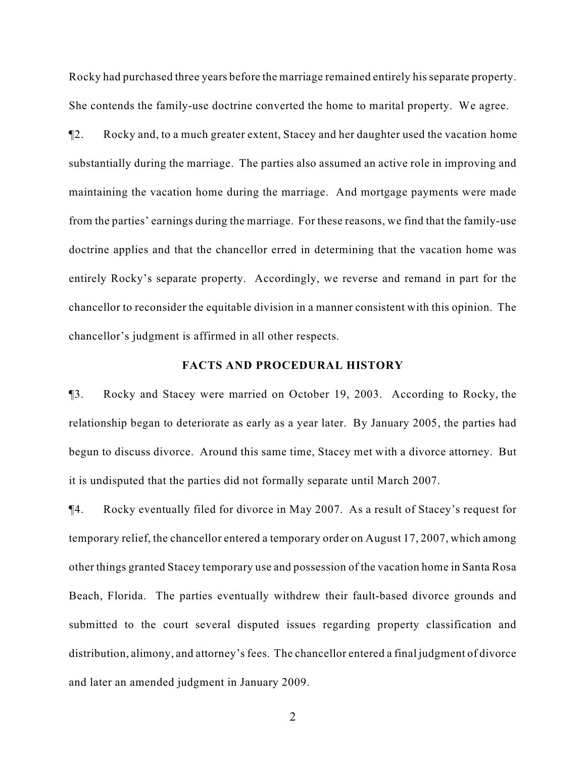Rocky had purchased three years before the marriage remained entirely his separate property. She contends the family-use doctrine converted the home to marital property. We agree.

¶2. Rocky and, to a much greater extent, Stacey and her daughter used the vacation home substantially during the marriage. The parties also assumed an active role in improving and maintaining the vacation home during the marriage. And mortgage payments were made from the parties' earnings during the marriage. For these reasons, we find that the family-use doctrine applies and that the chancellor erred in determining that the vacation home was entirely Rocky's separate property. Accordingly, we reverse and remand in part for the chancellor to reconsider the equitable division in a manner consistent with this opinion. The chancellor's judgment is affirmed in all other respects.

## FACTS AND PROCEDURAL HISTORY

¶3. Rocky and Stacey were married on October 19, 2003. According to Rocky, the relationship began to deteriorate as early as a year later. By January 2005, the parties had begun to discuss divorce. Around this same time, Stacey met with a divorce attorney. But it is undisputed that the parties did not formally separate until March 2007.

¶4. Rocky eventually filed for divorce in May 2007. As a result of Stacey's request for temporary relief, the chancellor entered a temporary order on August 17, 2007, which among other things granted Stacey temporary use and possession of the vacation home in Santa Rosa Beach, Florida. The parties eventually withdrew their fault-based divorce grounds and submitted to the court several disputed issues regarding property classification and distribution, alimony, and attorney's fees. The chancellor entered a final judgment of divorce and later an amended judgment in January 2009.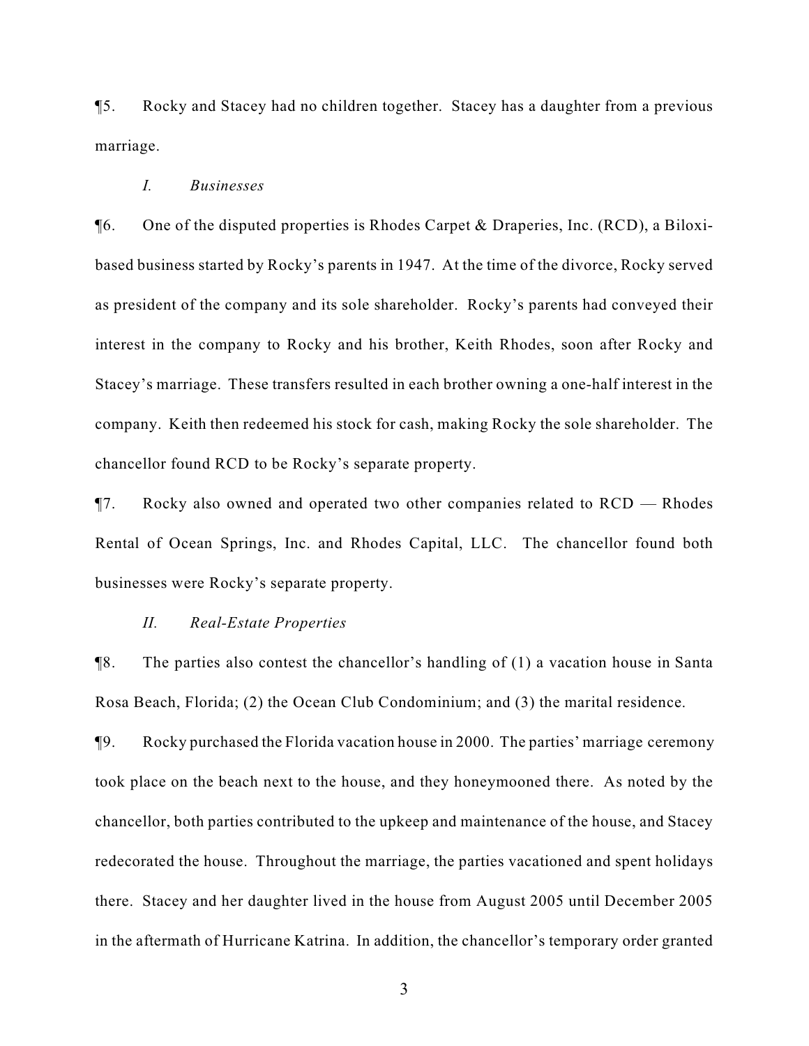¶5. Rocky and Stacey had no children together. Stacey has a daughter from a previous marriage.

*I. Businesses*

¶6. One of the disputed properties is Rhodes Carpet & Draperies, Inc. (RCD), a Biloxi-based business started by Rocky's parents in 1947. At the time of the divorce, Rocky served as president of the company and its sole shareholder. Rocky's parents had conveyed their interest in the company to Rocky and his brother, Keith Rhodes, soon after Rocky and Stacey's marriage. These transfers resulted in each brother owning a one-half interest in the company. Keith then redeemed his stock for cash, making Rocky the sole shareholder. The chancellor found RCD to be Rocky's separate property.

¶7. Rocky also owned and operated two other companies related to RCD — Rhodes Rental of Ocean Springs, Inc. and Rhodes Capital, LLC. The chancellor found both businesses were Rocky's separate property.

*II. Real-Estate Properties*

¶8. The parties also contest the chancellor's handling of (1) a vacation house in Santa Rosa Beach, Florida; (2) the Ocean Club Condominium; and (3) the marital residence.

¶9. Rocky purchased the Florida vacation house in 2000. The parties' marriage ceremony took place on the beach next to the house, and they honeymooned there. As noted by the chancellor, both parties contributed to the upkeep and maintenance of the house, and Stacey redecorated the house. Throughout the marriage, the parties vacationed and spent holidays there. Stacey and her daughter lived in the house from August 2005 until December 2005 in the aftermath of Hurricane Katrina. In addition, the chancellor's temporary order granted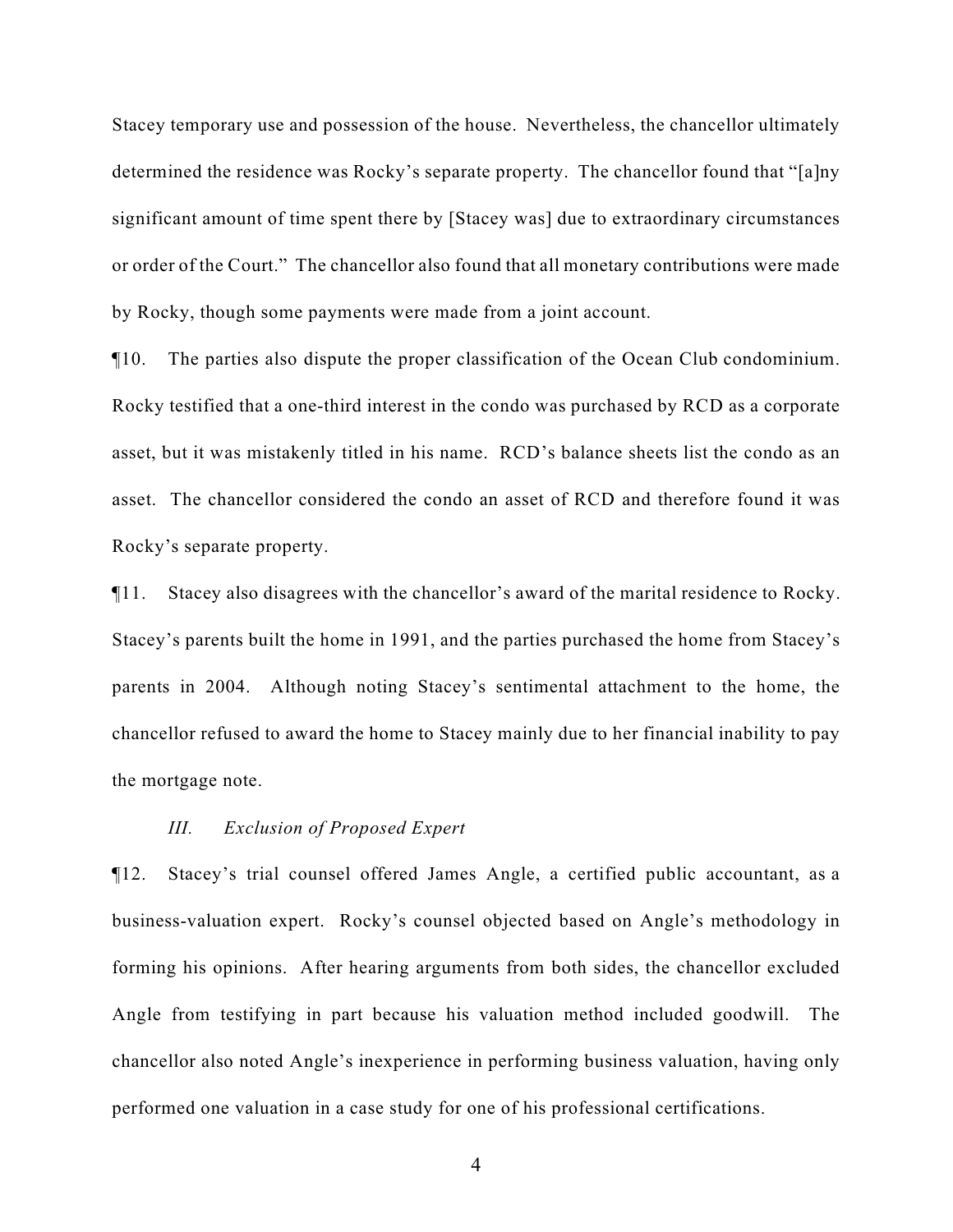Stacey temporary use and possession of the house. Nevertheless, the chancellor ultimately determined the residence was Rocky's separate property. The chancellor found that "[a]ny significant amount of time spent there by [Stacey was] due to extraordinary circumstances or order of the Court." The chancellor also found that all monetary contributions were made by Rocky, though some payments were made from a joint account.

¶10. The parties also dispute the proper classification of the Ocean Club condominium. Rocky testified that a one-third interest in the condo was purchased by RCD as a corporate asset, but it was mistakenly titled in his name. RCD's balance sheets list the condo as an asset. The chancellor considered the condo an asset of RCD and therefore found it was Rocky's separate property.

¶11. Stacey also disagrees with the chancellor's award of the marital residence to Rocky. Stacey's parents built the home in 1991, and the parties purchased the home from Stacey's parents in 2004. Although noting Stacey's sentimental attachment to the home, the chancellor refused to award the home to Stacey mainly due to her financial inability to pay the mortgage note.

### *III. Exclusion of Proposed Expert*

¶12. Stacey's trial counsel offered James Angle, a certified public accountant, as a business-valuation expert. Rocky's counsel objected based on Angle's methodology in forming his opinions. After hearing arguments from both sides, the chancellor excluded Angle from testifying in part because his valuation method included goodwill. The chancellor also noted Angle's inexperience in performing business valuation, having only performed one valuation in a case study for one of his professional certifications.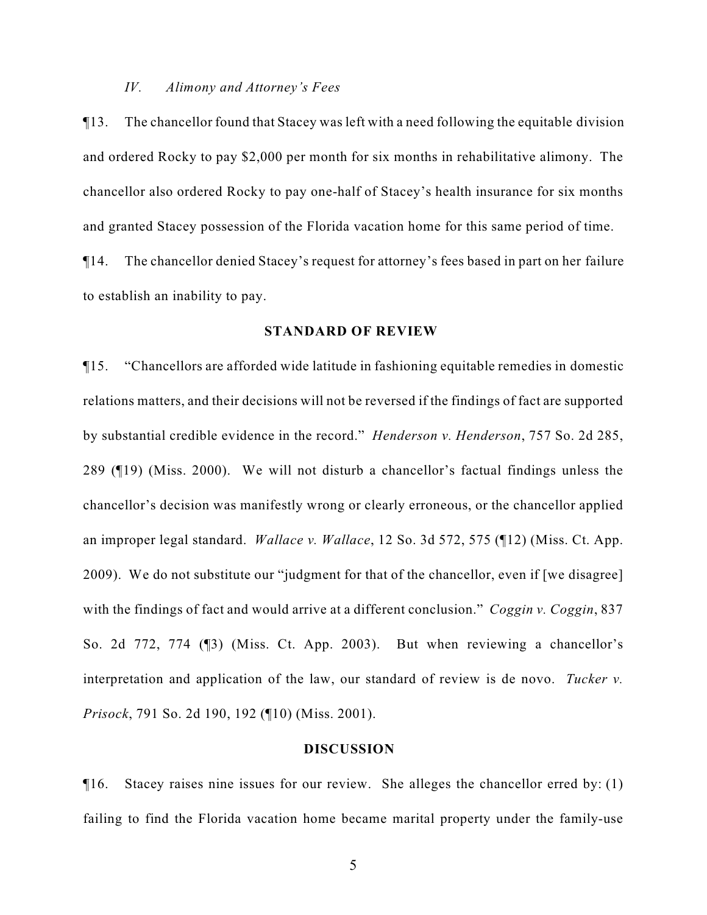*IV. Alimony and Attorney's Fees*

¶13. The chancellor found that Stacey was left with a need following the equitable division and ordered Rocky to pay $2,000 per month for six months in rehabilitative alimony. The chancellor also ordered Rocky to pay one-half of Stacey's health insurance for six months and granted Stacey possession of the Florida vacation home for this same period of time.

¶14. The chancellor denied Stacey's request for attorney's fees based in part on her failure to establish an inability to pay.

## STANDARD OF REVIEW

¶15. "Chancellors are afforded wide latitude in fashioning equitable remedies in domestic relations matters, and their decisions will not be reversed if the findings of fact are supported by substantial credible evidence in the record." *Henderson v. Henderson*, 757 So. 2d 285, 289 (¶19) (Miss. 2000). We will not disturb a chancellor's factual findings unless the chancellor's decision was manifestly wrong or clearly erroneous, or the chancellor applied an improper legal standard. *Wallace v. Wallace*, 12 So. 3d 572, 575 (¶12) (Miss. Ct. App. 2009). We do not substitute our "judgment for that of the chancellor, even if [we disagree] with the findings of fact and would arrive at a different conclusion." *Coggin v. Coggin*, 837 So. 2d 772, 774 (¶3) (Miss. Ct. App. 2003). But when reviewing a chancellor's interpretation and application of the law, our standard of review is de novo. *Tucker v. Prisock*, 791 So. 2d 190, 192 (¶10) (Miss. 2001).

## DISCUSSION

¶16. Stacey raises nine issues for our review. She alleges the chancellor erred by: (1) failing to find the Florida vacation home became marital property under the family-use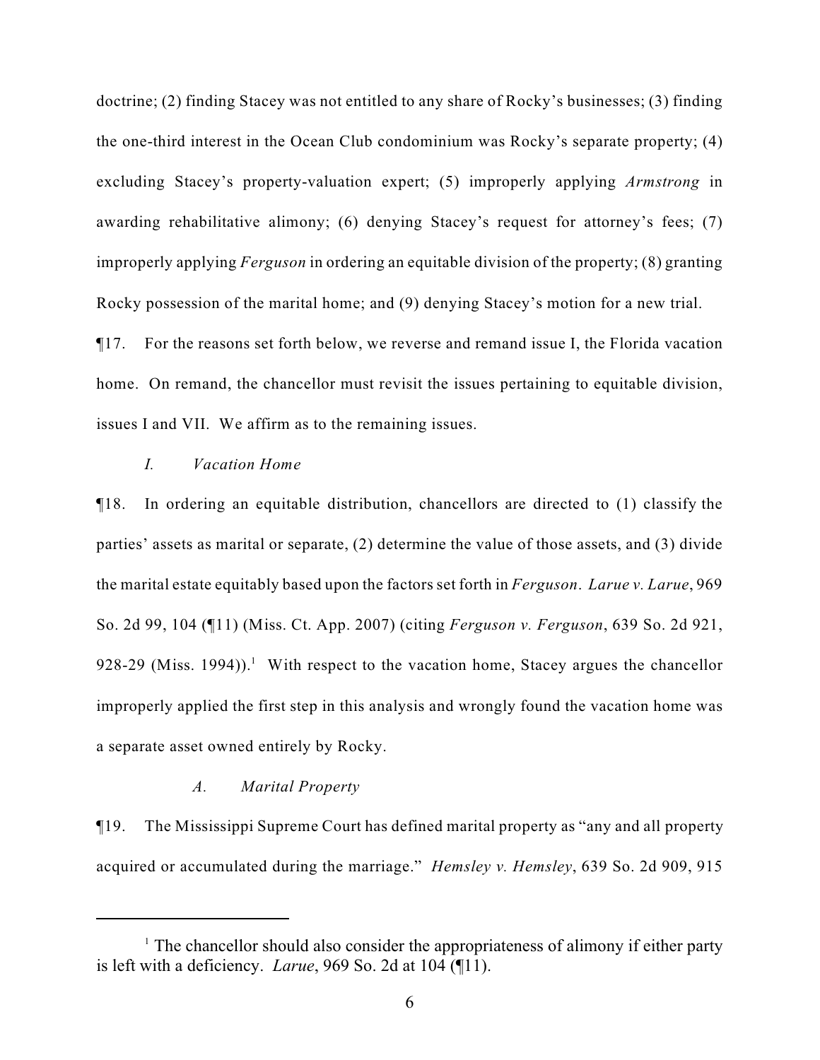doctrine; (2) finding Stacey was not entitled to any share of Rocky's businesses; (3) finding the one-third interest in the Ocean Club condominium was Rocky's separate property; (4) excluding Stacey's property-valuation expert; (5) improperly applying *Armstrong* in awarding rehabilitative alimony; (6) denying Stacey's request for attorney's fees; (7) improperly applying *Ferguson* in ordering an equitable division of the property; (8) granting Rocky possession of the marital home; and (9) denying Stacey's motion for a new trial.

¶17. For the reasons set forth below, we reverse and remand issue I, the Florida vacation home. On remand, the chancellor must revisit the issues pertaining to equitable division, issues I and VII. We affirm as to the remaining issues.

*I. Vacation Home*

¶18. In ordering an equitable distribution, chancellors are directed to (1) classify the parties' assets as marital or separate, (2) determine the value of those assets, and (3) divide the marital estate equitably based upon the factors set forth in *Ferguson*. *Larue v. Larue*, 969 So. 2d 99, 104 (¶11) (Miss. Ct. App. 2007) (citing *Ferguson v. Ferguson*, 639 So. 2d 921, 928-29 (Miss. 1994)).[1] With respect to the vacation home, Stacey argues the chancellor improperly applied the first step in this analysis and wrongly found the vacation home was a separate asset owned entirely by Rocky.

*A. Marital Property*

¶19. The Mississippi Supreme Court has defined marital property as "any and all property acquired or accumulated during the marriage." *Hemsley v. Hemsley*, 639 So. 2d 909, 915

---

[1] The chancellor should also consider the appropriateness of alimony if either party is left with a deficiency. *Larue*, 969 So. 2d at 104 (¶11).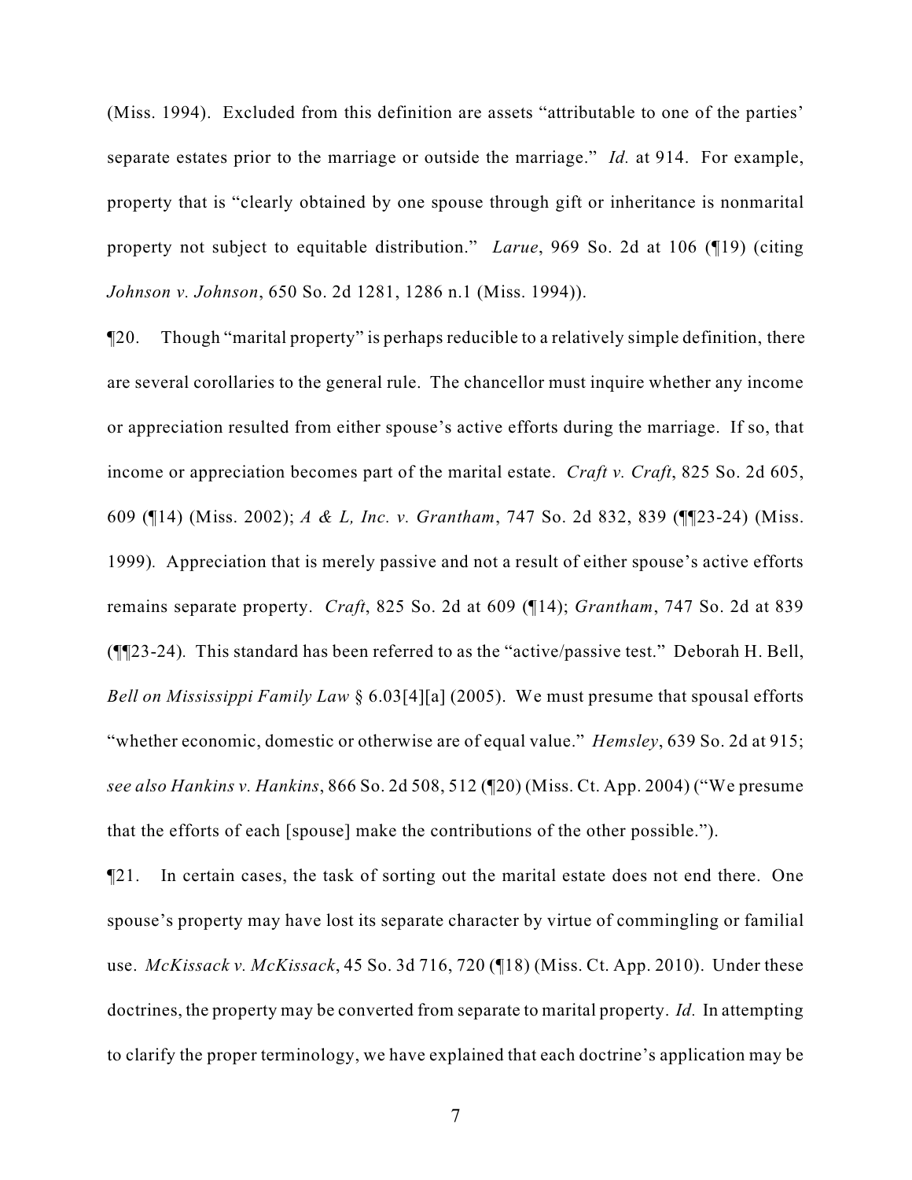(Miss. 1994). Excluded from this definition are assets "attributable to one of the parties' separate estates prior to the marriage or outside the marriage." *Id.* at 914. For example, property that is "clearly obtained by one spouse through gift or inheritance is nonmarital property not subject to equitable distribution." *Larue*, 969 So. 2d at 106 (¶19) (citing *Johnson v. Johnson*, 650 So. 2d 1281, 1286 n.1 (Miss. 1994)).

¶20. Though "marital property" is perhaps reducible to a relatively simple definition, there are several corollaries to the general rule. The chancellor must inquire whether any income or appreciation resulted from either spouse's active efforts during the marriage. If so, that income or appreciation becomes part of the marital estate. *Craft v. Craft*, 825 So. 2d 605, 609 (¶14) (Miss. 2002); *A & L, Inc. v. Grantham*, 747 So. 2d 832, 839 (¶¶23-24) (Miss. 1999). Appreciation that is merely passive and not a result of either spouse's active efforts remains separate property. *Craft*, 825 So. 2d at 609 (¶14); *Grantham*, 747 So. 2d at 839 (¶¶23-24). This standard has been referred to as the "active/passive test." Deborah H. Bell, *Bell on Mississippi Family Law* § 6.03[4][a] (2005). We must presume that spousal efforts "whether economic, domestic or otherwise are of equal value." *Hemsley*, 639 So. 2d at 915; *see also Hankins v. Hankins*, 866 So. 2d 508, 512 (¶20) (Miss. Ct. App. 2004) ("We presume that the efforts of each [spouse] make the contributions of the other possible.").

¶21. In certain cases, the task of sorting out the marital estate does not end there. One spouse's property may have lost its separate character by virtue of commingling or familial use. *McKissack v. McKissack*, 45 So. 3d 716, 720 (¶18) (Miss. Ct. App. 2010). Under these doctrines, the property may be converted from separate to marital property. *Id.* In attempting to clarify the proper terminology, we have explained that each doctrine's application may be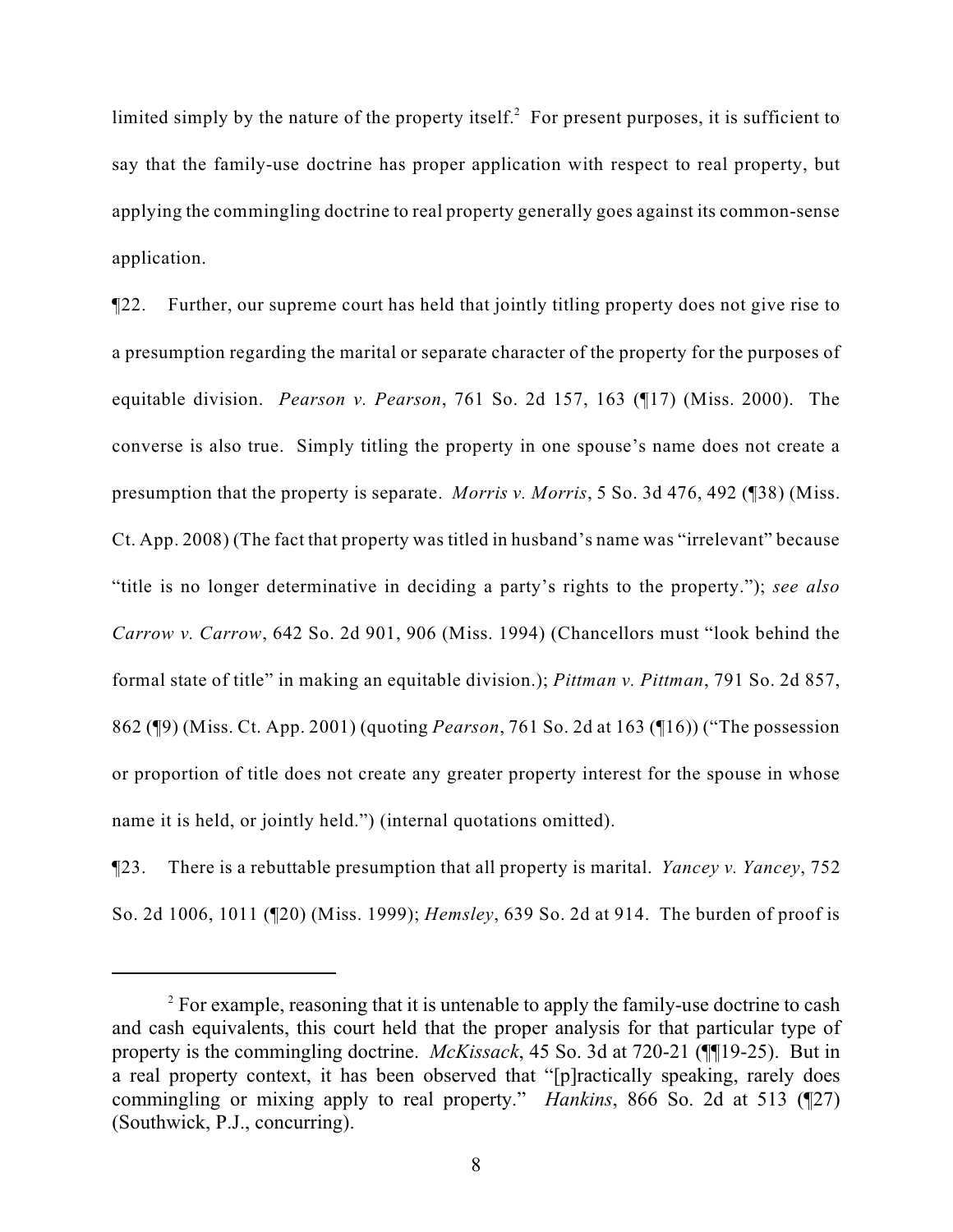limited simply by the nature of the property itself.[2] For present purposes, it is sufficient to say that the family-use doctrine has proper application with respect to real property, but applying the commingling doctrine to real property generally goes against its common-sense application.

¶22. Further, our supreme court has held that jointly titling property does not give rise to a presumption regarding the marital or separate character of the property for the purposes of equitable division. *Pearson v. Pearson*, 761 So. 2d 157, 163 (¶17) (Miss. 2000). The converse is also true. Simply titling the property in one spouse's name does not create a presumption that the property is separate. *Morris v. Morris*, 5 So. 3d 476, 492 (¶38) (Miss. Ct. App. 2008) (The fact that property was titled in husband's name was "irrelevant" because "title is no longer determinative in deciding a party's rights to the property."); *see also Carrow v. Carrow*, 642 So. 2d 901, 906 (Miss. 1994) (Chancellors must "look behind the formal state of title" in making an equitable division.); *Pittman v. Pittman*, 791 So. 2d 857, 862 (¶9) (Miss. Ct. App. 2001) (quoting *Pearson*, 761 So. 2d at 163 (¶16)) ("The possession or proportion of title does not create any greater property interest for the spouse in whose name it is held, or jointly held.") (internal quotations omitted).

¶23. There is a rebuttable presumption that all property is marital. *Yancey v. Yancey*, 752 So. 2d 1006, 1011 (¶20) (Miss. 1999); *Hemsley*, 639 So. 2d at 914. The burden of proof is

---

[2] For example, reasoning that it is untenable to apply the family-use doctrine to cash and cash equivalents, this court held that the proper analysis for that particular type of property is the commingling doctrine. *McKissack*, 45 So. 3d at 720-21 (¶¶19-25). But in a real property context, it has been observed that "[p]ractically speaking, rarely does commingling or mixing apply to real property." *Hankins*, 866 So. 2d at 513 (¶27) (Southwick, P.J., concurring).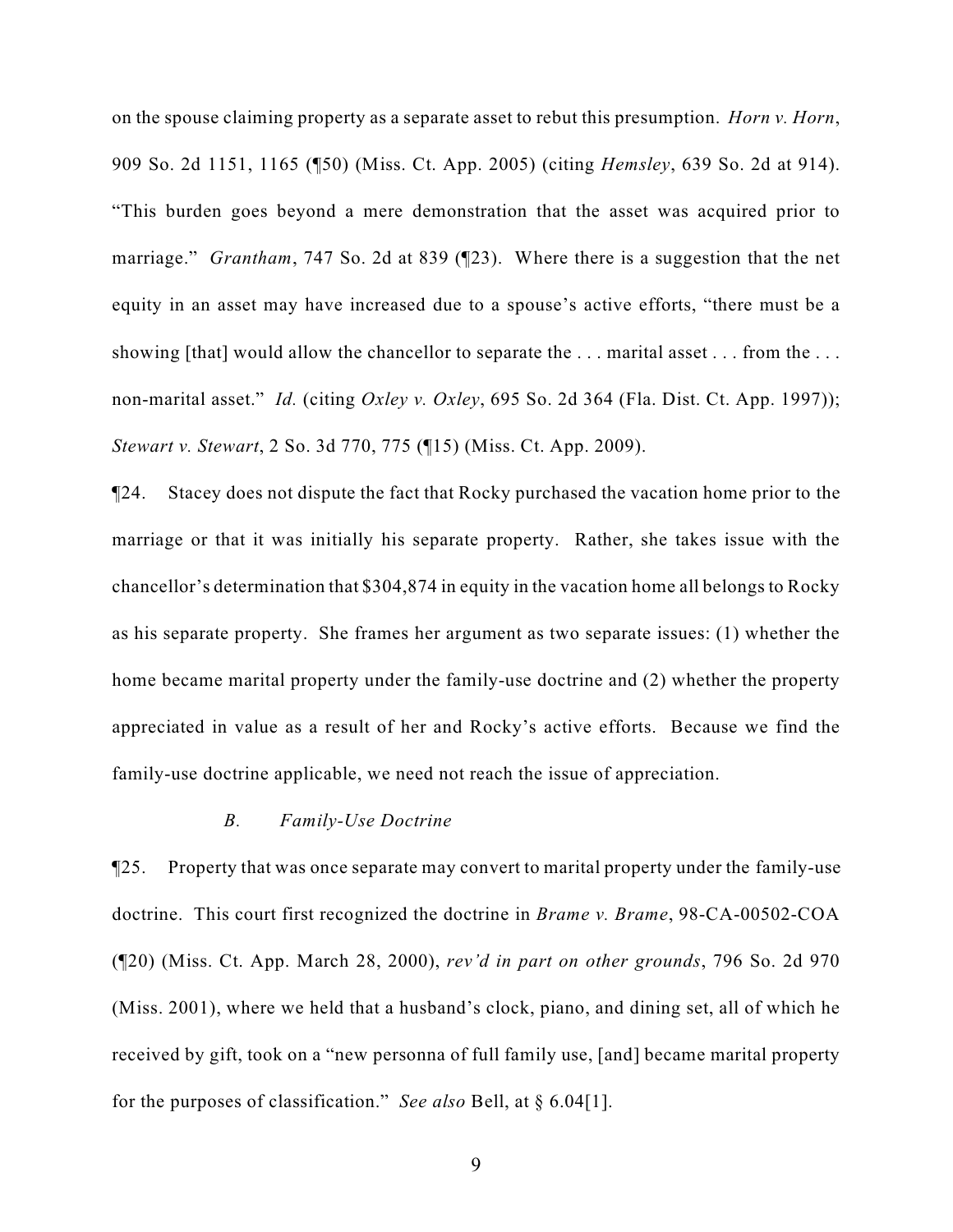on the spouse claiming property as a separate asset to rebut this presumption. *Horn v. Horn*, 909 So. 2d 1151, 1165 (¶50) (Miss. Ct. App. 2005) (citing *Hemsley*, 639 So. 2d at 914). "This burden goes beyond a mere demonstration that the asset was acquired prior to marriage." *Grantham*, 747 So. 2d at 839 (¶23). Where there is a suggestion that the net equity in an asset may have increased due to a spouse's active efforts, "there must be a showing [that] would allow the chancellor to separate the . . . marital asset . . . from the . . . non-marital asset." *Id.* (citing *Oxley v. Oxley*, 695 So. 2d 364 (Fla. Dist. Ct. App. 1997)); *Stewart v. Stewart*, 2 So. 3d 770, 775 (¶15) (Miss. Ct. App. 2009).

¶24. Stacey does not dispute the fact that Rocky purchased the vacation home prior to the marriage or that it was initially his separate property. Rather, she takes issue with the chancellor's determination that $304,874 in equity in the vacation home all belongs to Rocky as his separate property. She frames her argument as two separate issues: (1) whether the home became marital property under the family-use doctrine and (2) whether the property appreciated in value as a result of her and Rocky's active efforts. Because we find the family-use doctrine applicable, we need not reach the issue of appreciation.

### *B. Family-Use Doctrine*

¶25. Property that was once separate may convert to marital property under the family-use doctrine. This court first recognized the doctrine in *Brame v. Brame*, 98-CA-00502-COA (¶20) (Miss. Ct. App. March 28, 2000), *rev'd in part on other grounds*, 796 So. 2d 970 (Miss. 2001), where we held that a husband's clock, piano, and dining set, all of which he received by gift, took on a "new personna of full family use, [and] became marital property for the purposes of classification." *See also* Bell, at § 6.04[1].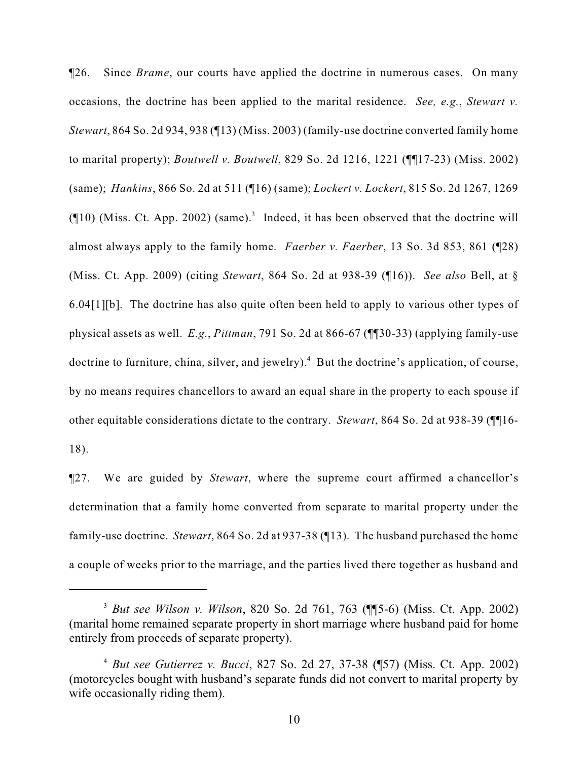¶26. Since *Brame*, our courts have applied the doctrine in numerous cases. On many occasions, the doctrine has been applied to the marital residence. *See, e.g.*, *Stewart v. Stewart*, 864 So. 2d 934, 938 (¶13) (Miss. 2003) (family-use doctrine converted family home to marital property); *Boutwell v. Boutwell*, 829 So. 2d 1216, 1221 (¶¶17-23) (Miss. 2002) (same); *Hankins*, 866 So. 2d at 511 (¶16) (same); *Lockert v. Lockert*, 815 So. 2d 1267, 1269 (¶10) (Miss. Ct. App. 2002) (same).[3] Indeed, it has been observed that the doctrine will almost always apply to the family home. *Faerber v. Faerber*, 13 So. 3d 853, 861 (¶28) (Miss. Ct. App. 2009) (citing *Stewart*, 864 So. 2d at 938-39 (¶16)). *See also* Bell, at § 6.04[1][b]. The doctrine has also quite often been held to apply to various other types of physical assets as well. *E.g.*, *Pittman*, 791 So. 2d at 866-67 (¶¶30-33) (applying family-use doctrine to furniture, china, silver, and jewelry).[4] But the doctrine's application, of course, by no means requires chancellors to award an equal share in the property to each spouse if other equitable considerations dictate to the contrary. *Stewart*, 864 So. 2d at 938-39 (¶¶16-18).

¶27. We are guided by *Stewart*, where the supreme court affirmed a chancellor's determination that a family home converted from separate to marital property under the family-use doctrine. *Stewart*, 864 So. 2d at 937-38 (¶13). The husband purchased the home a couple of weeks prior to the marriage, and the parties lived there together as husband and

---

[3] *But see Wilson v. Wilson*, 820 So. 2d 761, 763 (¶¶5-6) (Miss. Ct. App. 2002) (marital home remained separate property in short marriage where husband paid for home entirely from proceeds of separate property).

[4] *But see Gutierrez v. Bucci*, 827 So. 2d 27, 37-38 (¶57) (Miss. Ct. App. 2002) (motorcycles bought with husband's separate funds did not convert to marital property by wife occasionally riding them).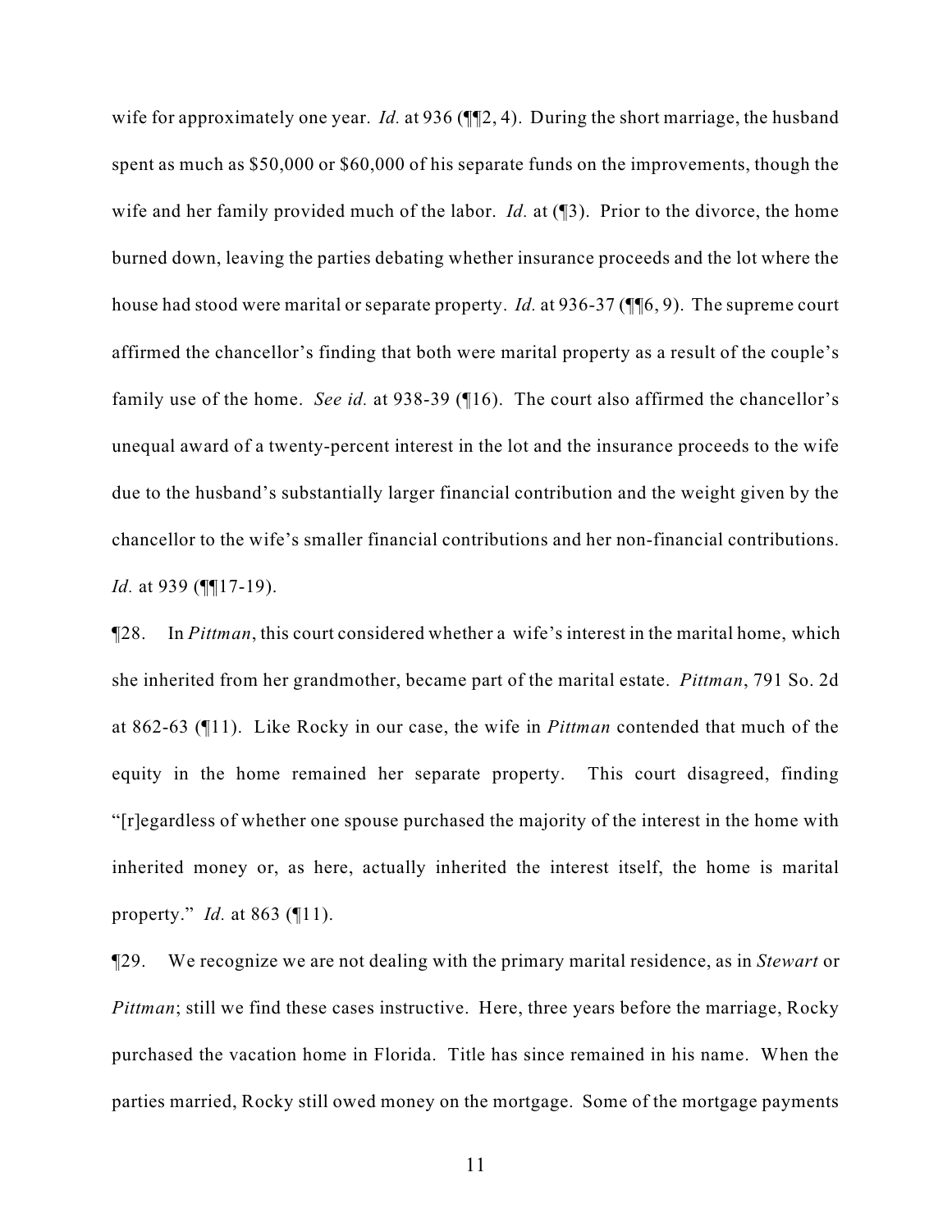wife for approximately one year. *Id.* at 936 (¶¶2, 4). During the short marriage, the husband spent as much as $50,000 or $60,000 of his separate funds on the improvements, though the wife and her family provided much of the labor. *Id.* at (¶3). Prior to the divorce, the home burned down, leaving the parties debating whether insurance proceeds and the lot where the house had stood were marital or separate property. *Id.* at 936-37 (¶¶6, 9). The supreme court affirmed the chancellor's finding that both were marital property as a result of the couple's family use of the home. *See id.* at 938-39 (¶16). The court also affirmed the chancellor's unequal award of a twenty-percent interest in the lot and the insurance proceeds to the wife due to the husband's substantially larger financial contribution and the weight given by the chancellor to the wife's smaller financial contributions and her non-financial contributions. *Id.* at 939 (¶¶17-19).

¶28. In *Pittman*, this court considered whether a wife's interest in the marital home, which she inherited from her grandmother, became part of the marital estate. *Pittman*, 791 So. 2d at 862-63 (¶11). Like Rocky in our case, the wife in *Pittman* contended that much of the equity in the home remained her separate property. This court disagreed, finding "[r]egardless of whether one spouse purchased the majority of the interest in the home with inherited money or, as here, actually inherited the interest itself, the home is marital property." *Id.* at 863 (¶11).

¶29. We recognize we are not dealing with the primary marital residence, as in *Stewart* or *Pittman*; still we find these cases instructive. Here, three years before the marriage, Rocky purchased the vacation home in Florida. Title has since remained in his name. When the parties married, Rocky still owed money on the mortgage. Some of the mortgage payments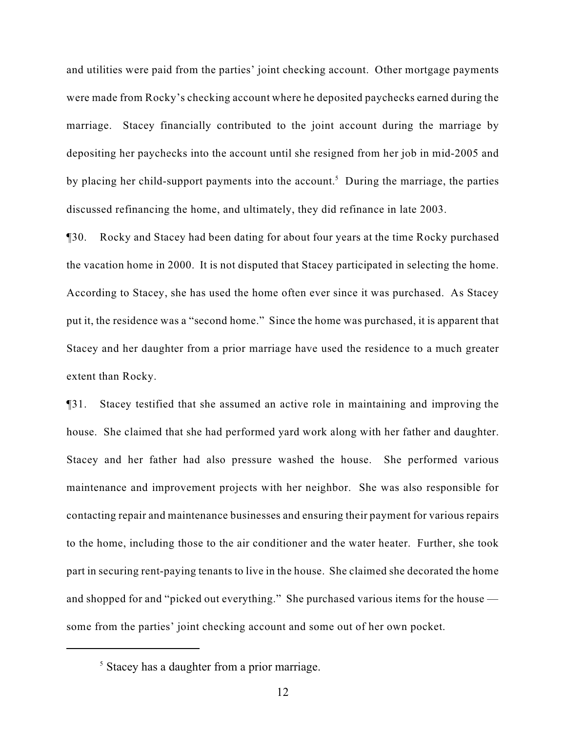and utilities were paid from the parties' joint checking account. Other mortgage payments were made from Rocky's checking account where he deposited paychecks earned during the marriage. Stacey financially contributed to the joint account during the marriage by depositing her paychecks into the account until she resigned from her job in mid-2005 and by placing her child-support payments into the account.[5] During the marriage, the parties discussed refinancing the home, and ultimately, they did refinance in late 2003.

¶30. Rocky and Stacey had been dating for about four years at the time Rocky purchased the vacation home in 2000. It is not disputed that Stacey participated in selecting the home. According to Stacey, she has used the home often ever since it was purchased. As Stacey put it, the residence was a "second home." Since the home was purchased, it is apparent that Stacey and her daughter from a prior marriage have used the residence to a much greater extent than Rocky.

¶31. Stacey testified that she assumed an active role in maintaining and improving the house. She claimed that she had performed yard work along with her father and daughter. Stacey and her father had also pressure washed the house. She performed various maintenance and improvement projects with her neighbor. She was also responsible for contacting repair and maintenance businesses and ensuring their payment for various repairs to the home, including those to the air conditioner and the water heater. Further, she took part in securing rent-paying tenants to live in the house. She claimed she decorated the home and shopped for and "picked out everything." She purchased various items for the house — some from the parties' joint checking account and some out of her own pocket.

[5] Stacey has a daughter from a prior marriage.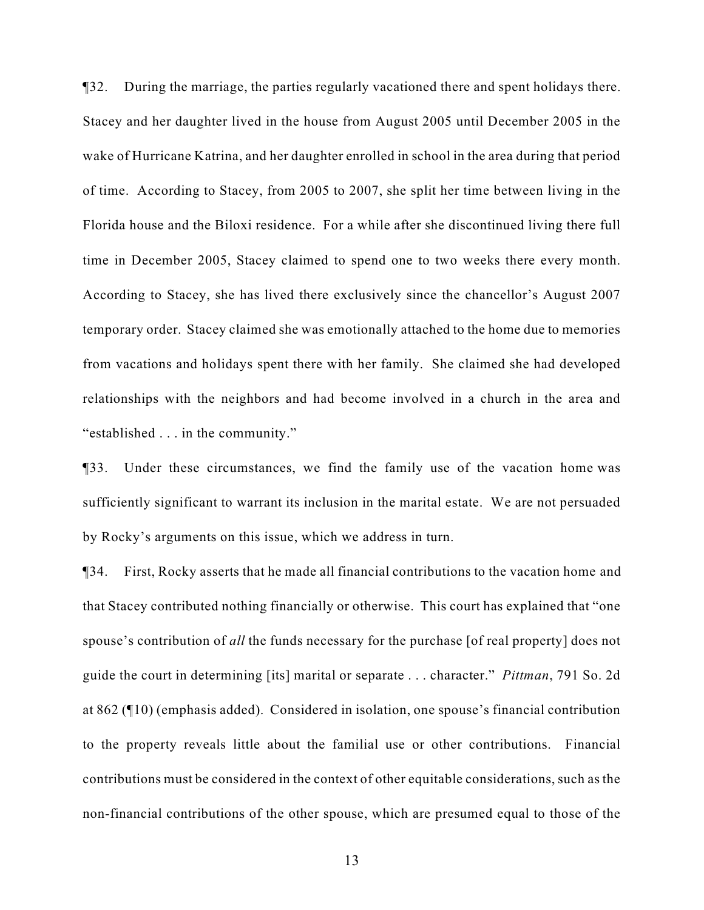¶32. During the marriage, the parties regularly vacationed there and spent holidays there. Stacey and her daughter lived in the house from August 2005 until December 2005 in the wake of Hurricane Katrina, and her daughter enrolled in school in the area during that period of time. According to Stacey, from 2005 to 2007, she split her time between living in the Florida house and the Biloxi residence. For a while after she discontinued living there full time in December 2005, Stacey claimed to spend one to two weeks there every month. According to Stacey, she has lived there exclusively since the chancellor's August 2007 temporary order. Stacey claimed she was emotionally attached to the home due to memories from vacations and holidays spent there with her family. She claimed she had developed relationships with the neighbors and had become involved in a church in the area and "established . . . in the community."

¶33. Under these circumstances, we find the family use of the vacation home was sufficiently significant to warrant its inclusion in the marital estate. We are not persuaded by Rocky's arguments on this issue, which we address in turn.

¶34. First, Rocky asserts that he made all financial contributions to the vacation home and that Stacey contributed nothing financially or otherwise. This court has explained that "one spouse's contribution of *all* the funds necessary for the purchase [of real property] does not guide the court in determining [its] marital or separate . . . character." *Pittman*, 791 So. 2d at 862 (¶10) (emphasis added). Considered in isolation, one spouse's financial contribution to the property reveals little about the familial use or other contributions. Financial contributions must be considered in the context of other equitable considerations, such as the non-financial contributions of the other spouse, which are presumed equal to those of the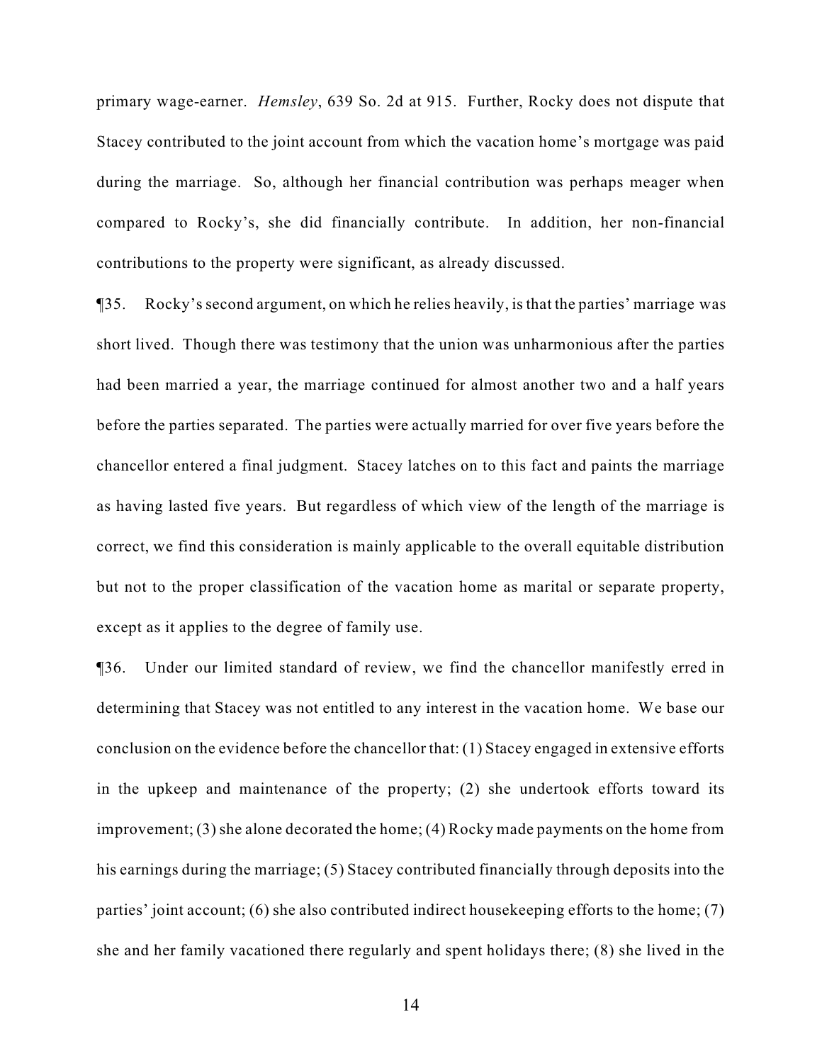primary wage-earner. *Hemsley*, 639 So. 2d at 915. Further, Rocky does not dispute that Stacey contributed to the joint account from which the vacation home's mortgage was paid during the marriage. So, although her financial contribution was perhaps meager when compared to Rocky's, she did financially contribute. In addition, her non-financial contributions to the property were significant, as already discussed.

¶35. Rocky's second argument, on which he relies heavily, is that the parties' marriage was short lived. Though there was testimony that the union was unharmonious after the parties had been married a year, the marriage continued for almost another two and a half years before the parties separated. The parties were actually married for over five years before the chancellor entered a final judgment. Stacey latches on to this fact and paints the marriage as having lasted five years. But regardless of which view of the length of the marriage is correct, we find this consideration is mainly applicable to the overall equitable distribution but not to the proper classification of the vacation home as marital or separate property, except as it applies to the degree of family use.

¶36. Under our limited standard of review, we find the chancellor manifestly erred in determining that Stacey was not entitled to any interest in the vacation home. We base our conclusion on the evidence before the chancellor that: (1) Stacey engaged in extensive efforts in the upkeep and maintenance of the property; (2) she undertook efforts toward its improvement; (3) she alone decorated the home; (4) Rocky made payments on the home from his earnings during the marriage; (5) Stacey contributed financially through deposits into the parties' joint account; (6) she also contributed indirect housekeeping efforts to the home; (7) she and her family vacationed there regularly and spent holidays there; (8) she lived in the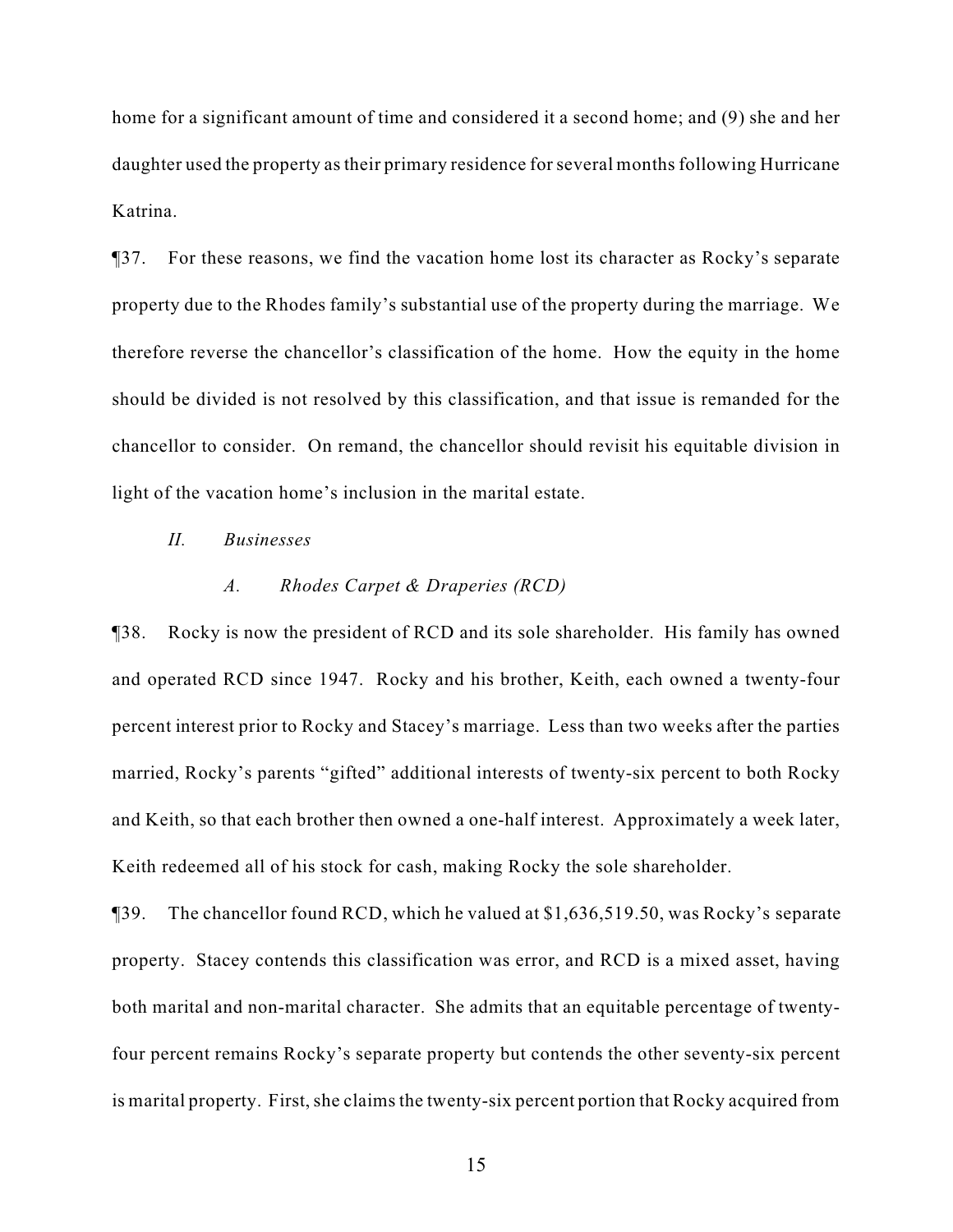home for a significant amount of time and considered it a second home; and (9) she and her daughter used the property as their primary residence for several months following Hurricane Katrina.

¶37. For these reasons, we find the vacation home lost its character as Rocky's separate property due to the Rhodes family's substantial use of the property during the marriage. We therefore reverse the chancellor's classification of the home. How the equity in the home should be divided is not resolved by this classification, and that issue is remanded for the chancellor to consider. On remand, the chancellor should revisit his equitable division in light of the vacation home's inclusion in the marital estate.

*II. Businesses*

*A. Rhodes Carpet & Draperies (RCD)*

¶38. Rocky is now the president of RCD and its sole shareholder. His family has owned and operated RCD since 1947. Rocky and his brother, Keith, each owned a twenty-four percent interest prior to Rocky and Stacey's marriage. Less than two weeks after the parties married, Rocky's parents "gifted" additional interests of twenty-six percent to both Rocky and Keith, so that each brother then owned a one-half interest. Approximately a week later, Keith redeemed all of his stock for cash, making Rocky the sole shareholder.

¶39. The chancellor found RCD, which he valued at $1,636,519.50, was Rocky's separate property. Stacey contends this classification was error, and RCD is a mixed asset, having both marital and non-marital character. She admits that an equitable percentage of twenty-four percent remains Rocky's separate property but contends the other seventy-six percent is marital property. First, she claims the twenty-six percent portion that Rocky acquired from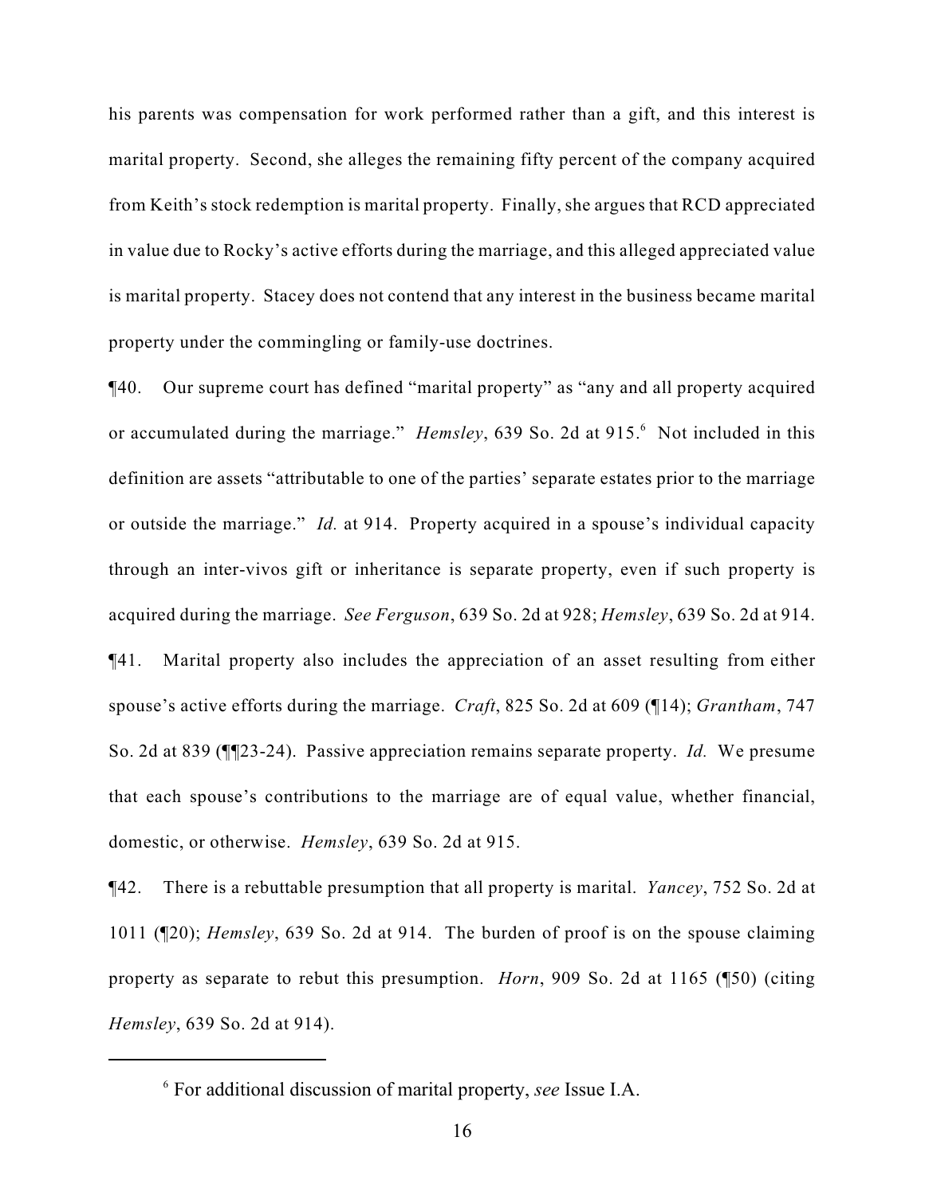his parents was compensation for work performed rather than a gift, and this interest is marital property. Second, she alleges the remaining fifty percent of the company acquired from Keith's stock redemption is marital property. Finally, she argues that RCD appreciated in value due to Rocky's active efforts during the marriage, and this alleged appreciated value is marital property. Stacey does not contend that any interest in the business became marital property under the commingling or family-use doctrines.

¶40. Our supreme court has defined "marital property" as "any and all property acquired or accumulated during the marriage." *Hemsley*, 639 So. 2d at 915.[6] Not included in this definition are assets "attributable to one of the parties' separate estates prior to the marriage or outside the marriage." *Id.* at 914. Property acquired in a spouse's individual capacity through an inter-vivos gift or inheritance is separate property, even if such property is acquired during the marriage. *See Ferguson*, 639 So. 2d at 928; *Hemsley*, 639 So. 2d at 914.

¶41. Marital property also includes the appreciation of an asset resulting from either spouse's active efforts during the marriage. *Craft*, 825 So. 2d at 609 (¶14); *Grantham*, 747 So. 2d at 839 (¶¶23-24). Passive appreciation remains separate property. *Id.* We presume that each spouse's contributions to the marriage are of equal value, whether financial, domestic, or otherwise. *Hemsley*, 639 So. 2d at 915.

¶42. There is a rebuttable presumption that all property is marital. *Yancey*, 752 So. 2d at 1011 (¶20); *Hemsley*, 639 So. 2d at 914. The burden of proof is on the spouse claiming property as separate to rebut this presumption. *Horn*, 909 So. 2d at 1165 (¶50) (citing *Hemsley*, 639 So. 2d at 914).

---

[6] For additional discussion of marital property, *see* Issue I.A.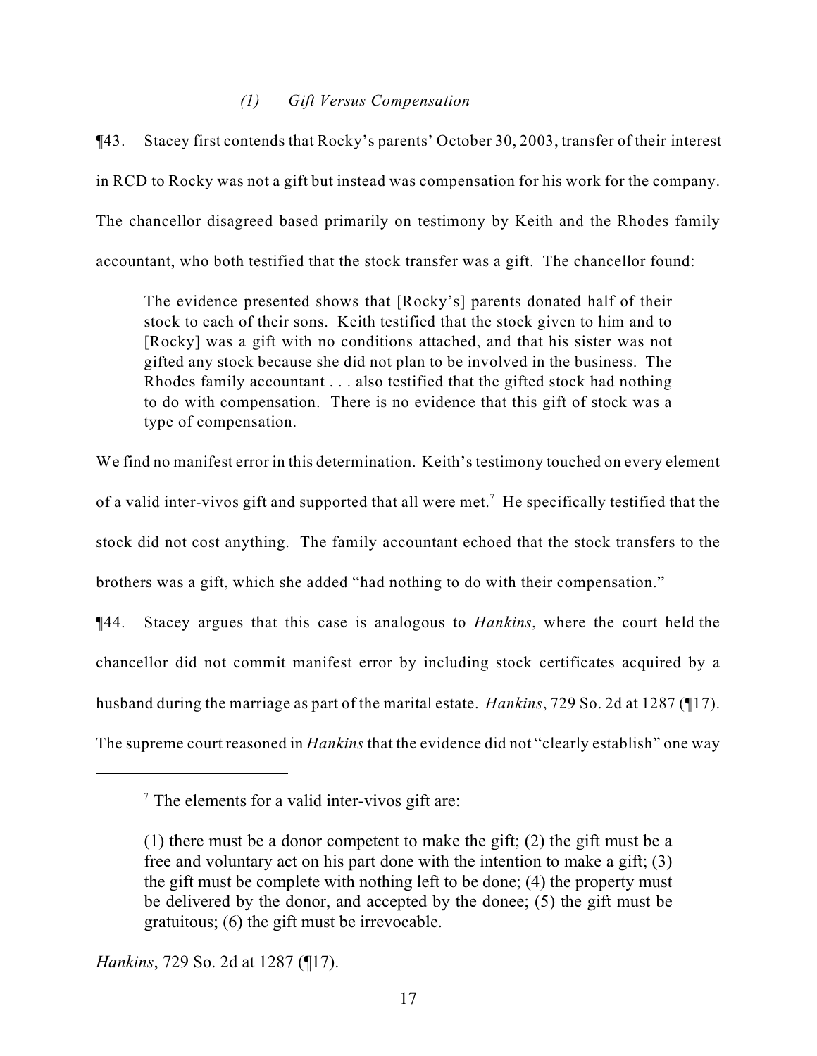### *(1) Gift Versus Compensation*

¶43. Stacey first contends that Rocky's parents' October 30, 2003, transfer of their interest in RCD to Rocky was not a gift but instead was compensation for his work for the company. The chancellor disagreed based primarily on testimony by Keith and the Rhodes family accountant, who both testified that the stock transfer was a gift. The chancellor found:

> The evidence presented shows that [Rocky's] parents donated half of their stock to each of their sons. Keith testified that the stock given to him and to [Rocky] was a gift with no conditions attached, and that his sister was not gifted any stock because she did not plan to be involved in the business. The Rhodes family accountant . . . also testified that the gifted stock had nothing to do with compensation. There is no evidence that this gift of stock was a type of compensation.

We find no manifest error in this determination. Keith's testimony touched on every element of a valid inter-vivos gift and supported that all were met.[7] He specifically testified that the stock did not cost anything. The family accountant echoed that the stock transfers to the brothers was a gift, which she added "had nothing to do with their compensation."

¶44. Stacey argues that this case is analogous to *Hankins*, where the court held the chancellor did not commit manifest error by including stock certificates acquired by a husband during the marriage as part of the marital estate. *Hankins*, 729 So. 2d at 1287 (¶17). The supreme court reasoned in *Hankins* that the evidence did not "clearly establish" one way

---

[7] The elements for a valid inter-vivos gift are:

> (1) there must be a donor competent to make the gift; (2) the gift must be a free and voluntary act on his part done with the intention to make a gift; (3) the gift must be complete with nothing left to be done; (4) the property must be delivered by the donor, and accepted by the donee; (5) the gift must be gratuitous; (6) the gift must be irrevocable.

*Hankins*, 729 So. 2d at 1287 (¶17).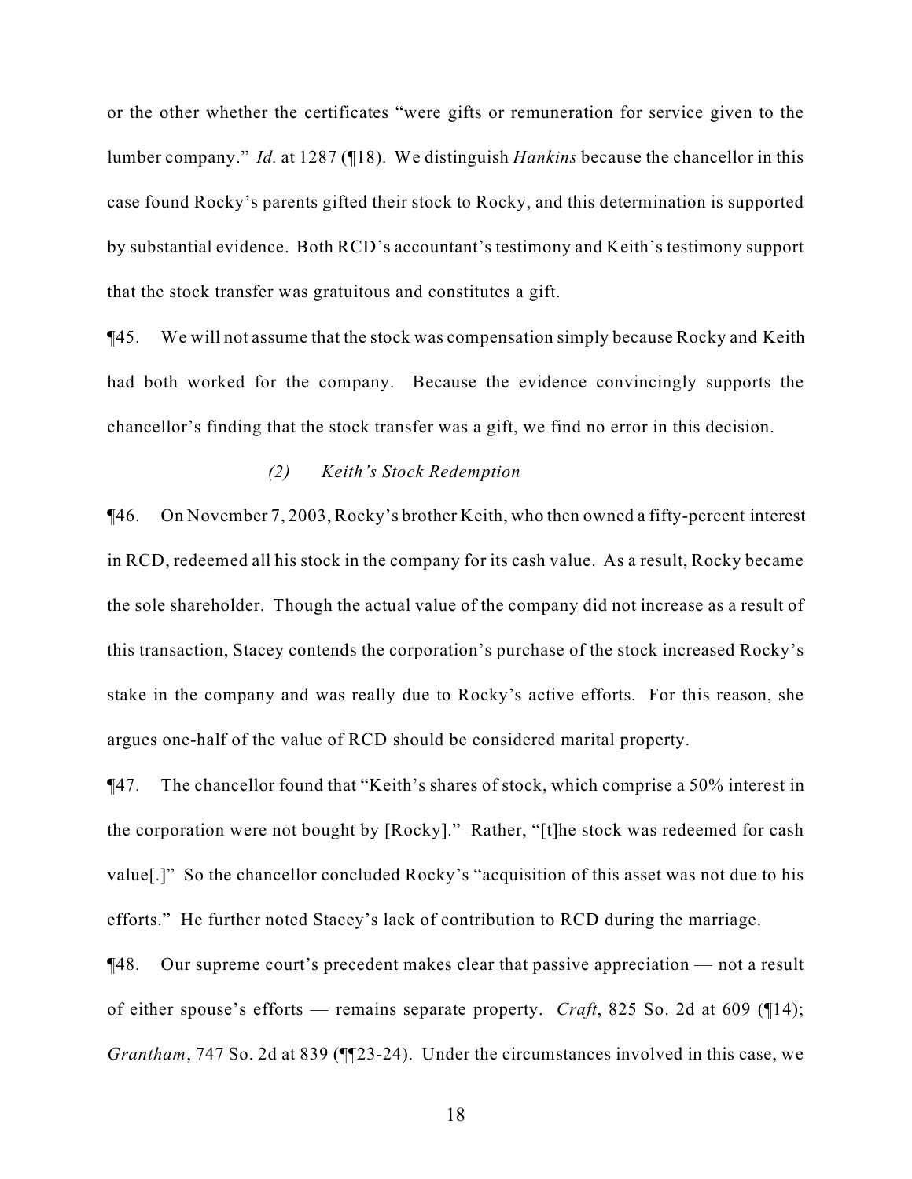or the other whether the certificates "were gifts or remuneration for service given to the lumber company." *Id.* at 1287 (¶18). We distinguish *Hankins* because the chancellor in this case found Rocky's parents gifted their stock to Rocky, and this determination is supported by substantial evidence. Both RCD's accountant's testimony and Keith's testimony support that the stock transfer was gratuitous and constitutes a gift.

¶45. We will not assume that the stock was compensation simply because Rocky and Keith had both worked for the company. Because the evidence convincingly supports the chancellor's finding that the stock transfer was a gift, we find no error in this decision.

*(2) Keith's Stock Redemption*

¶46. On November 7, 2003, Rocky's brother Keith, who then owned a fifty-percent interest in RCD, redeemed all his stock in the company for its cash value. As a result, Rocky became the sole shareholder. Though the actual value of the company did not increase as a result of this transaction, Stacey contends the corporation's purchase of the stock increased Rocky's stake in the company and was really due to Rocky's active efforts. For this reason, she argues one-half of the value of RCD should be considered marital property.

¶47. The chancellor found that "Keith's shares of stock, which comprise a 50% interest in the corporation were not bought by [Rocky]." Rather, "[t]he stock was redeemed for cash value[.]" So the chancellor concluded Rocky's "acquisition of this asset was not due to his efforts." He further noted Stacey's lack of contribution to RCD during the marriage.

¶48. Our supreme court's precedent makes clear that passive appreciation — not a result of either spouse's efforts — remains separate property. *Craft*, 825 So. 2d at 609 (¶14); *Grantham*, 747 So. 2d at 839 (¶¶23-24). Under the circumstances involved in this case, we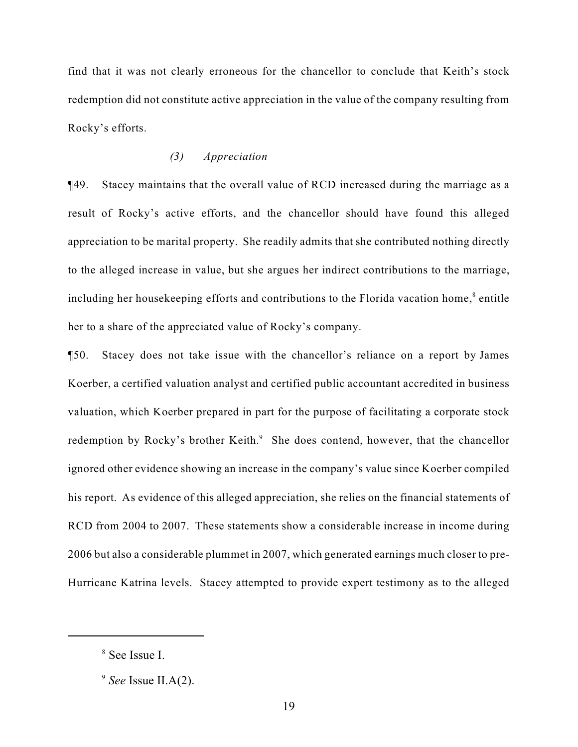find that it was not clearly erroneous for the chancellor to conclude that Keith's stock redemption did not constitute active appreciation in the value of the company resulting from Rocky's efforts.

*(3) Appreciation*

¶49. Stacey maintains that the overall value of RCD increased during the marriage as a result of Rocky's active efforts, and the chancellor should have found this alleged appreciation to be marital property. She readily admits that she contributed nothing directly to the alleged increase in value, but she argues her indirect contributions to the marriage, including her housekeeping efforts and contributions to the Florida vacation home,[8] entitle her to a share of the appreciated value of Rocky's company.

¶50. Stacey does not take issue with the chancellor's reliance on a report by James Koerber, a certified valuation analyst and certified public accountant accredited in business valuation, which Koerber prepared in part for the purpose of facilitating a corporate stock redemption by Rocky's brother Keith.[9] She does contend, however, that the chancellor ignored other evidence showing an increase in the company's value since Koerber compiled his report. As evidence of this alleged appreciation, she relies on the financial statements of RCD from 2004 to 2007. These statements show a considerable increase in income during 2006 but also a considerable plummet in 2007, which generated earnings much closer to pre-Hurricane Katrina levels. Stacey attempted to provide expert testimony as to the alleged

---

[8] See Issue I.

[9] *See* Issue II.A(2).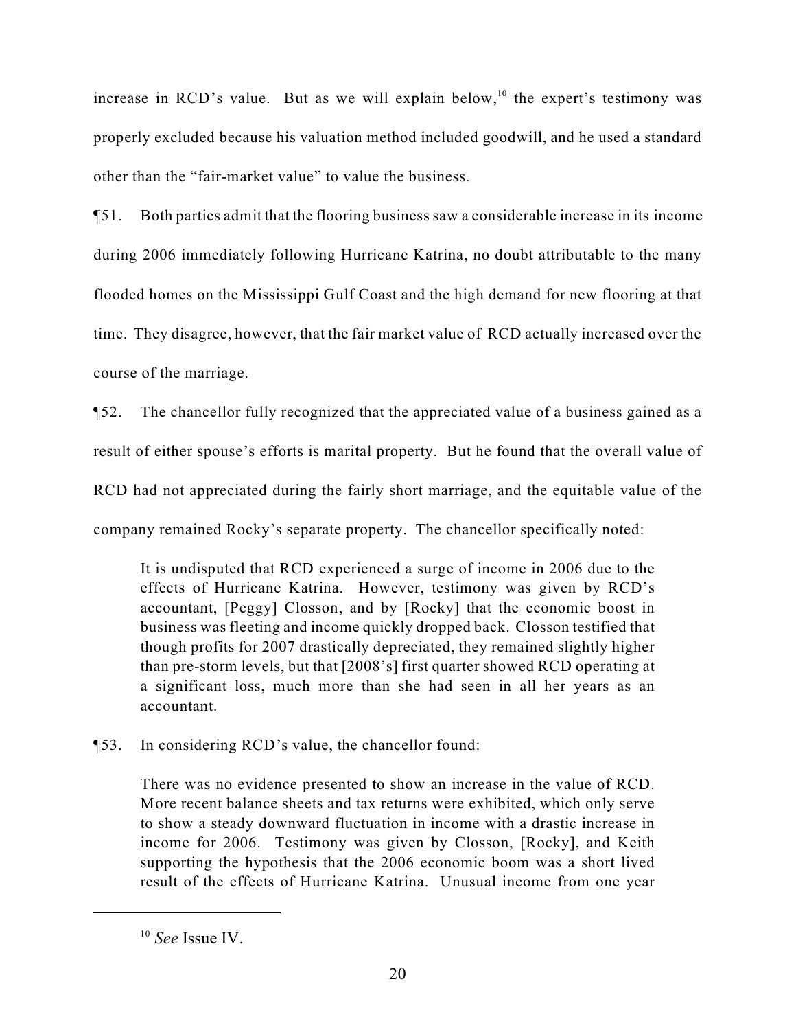increase in RCD's value. But as we will explain below,[10] the expert's testimony was properly excluded because his valuation method included goodwill, and he used a standard other than the "fair-market value" to value the business.

¶51. Both parties admit that the flooring business saw a considerable increase in its income during 2006 immediately following Hurricane Katrina, no doubt attributable to the many flooded homes on the Mississippi Gulf Coast and the high demand for new flooring at that time. They disagree, however, that the fair market value of RCD actually increased over the course of the marriage.

¶52. The chancellor fully recognized that the appreciated value of a business gained as a result of either spouse's efforts is marital property. But he found that the overall value of RCD had not appreciated during the fairly short marriage, and the equitable value of the company remained Rocky's separate property. The chancellor specifically noted:

> It is undisputed that RCD experienced a surge of income in 2006 due to the effects of Hurricane Katrina. However, testimony was given by RCD's accountant, [Peggy] Closson, and by [Rocky] that the economic boost in business was fleeting and income quickly dropped back. Closson testified that though profits for 2007 drastically depreciated, they remained slightly higher than pre-storm levels, but that [2008's] first quarter showed RCD operating at a significant loss, much more than she had seen in all her years as an accountant.

¶53. In considering RCD's value, the chancellor found:

> There was no evidence presented to show an increase in the value of RCD. More recent balance sheets and tax returns were exhibited, which only serve to show a steady downward fluctuation in income with a drastic increase in income for 2006. Testimony was given by Closson, [Rocky], and Keith supporting the hypothesis that the 2006 economic boom was a short lived result of the effects of Hurricane Katrina. Unusual income from one year

[10] *See* Issue IV.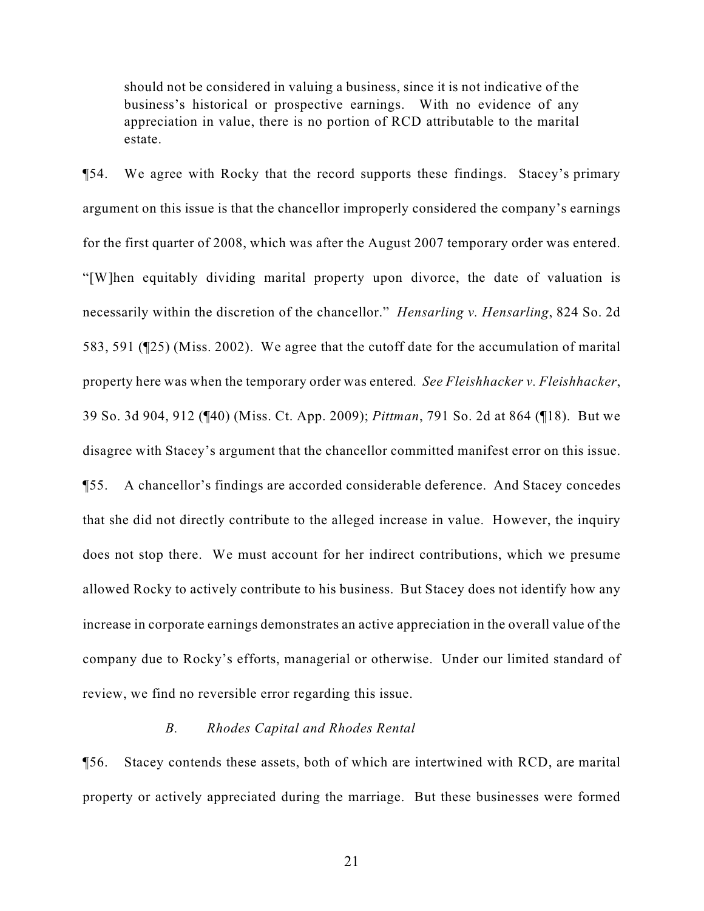> should not be considered in valuing a business, since it is not indicative of the business's historical or prospective earnings. With no evidence of any appreciation in value, there is no portion of RCD attributable to the marital estate.

¶54. We agree with Rocky that the record supports these findings. Stacey's primary argument on this issue is that the chancellor improperly considered the company's earnings for the first quarter of 2008, which was after the August 2007 temporary order was entered. "[W]hen equitably dividing marital property upon divorce, the date of valuation is necessarily within the discretion of the chancellor." *Hensarling v. Hensarling*, 824 So. 2d 583, 591 (¶25) (Miss. 2002). We agree that the cutoff date for the accumulation of marital property here was when the temporary order was entered. *See Fleishhacker v. Fleishhacker*, 39 So. 3d 904, 912 (¶40) (Miss. Ct. App. 2009); *Pittman*, 791 So. 2d at 864 (¶18). But we disagree with Stacey's argument that the chancellor committed manifest error on this issue.

¶55. A chancellor's findings are accorded considerable deference. And Stacey concedes that she did not directly contribute to the alleged increase in value. However, the inquiry does not stop there. We must account for her indirect contributions, which we presume allowed Rocky to actively contribute to his business. But Stacey does not identify how any increase in corporate earnings demonstrates an active appreciation in the overall value of the company due to Rocky's efforts, managerial or otherwise. Under our limited standard of review, we find no reversible error regarding this issue.

### *B. Rhodes Capital and Rhodes Rental*

¶56. Stacey contends these assets, both of which are intertwined with RCD, are marital property or actively appreciated during the marriage. But these businesses were formed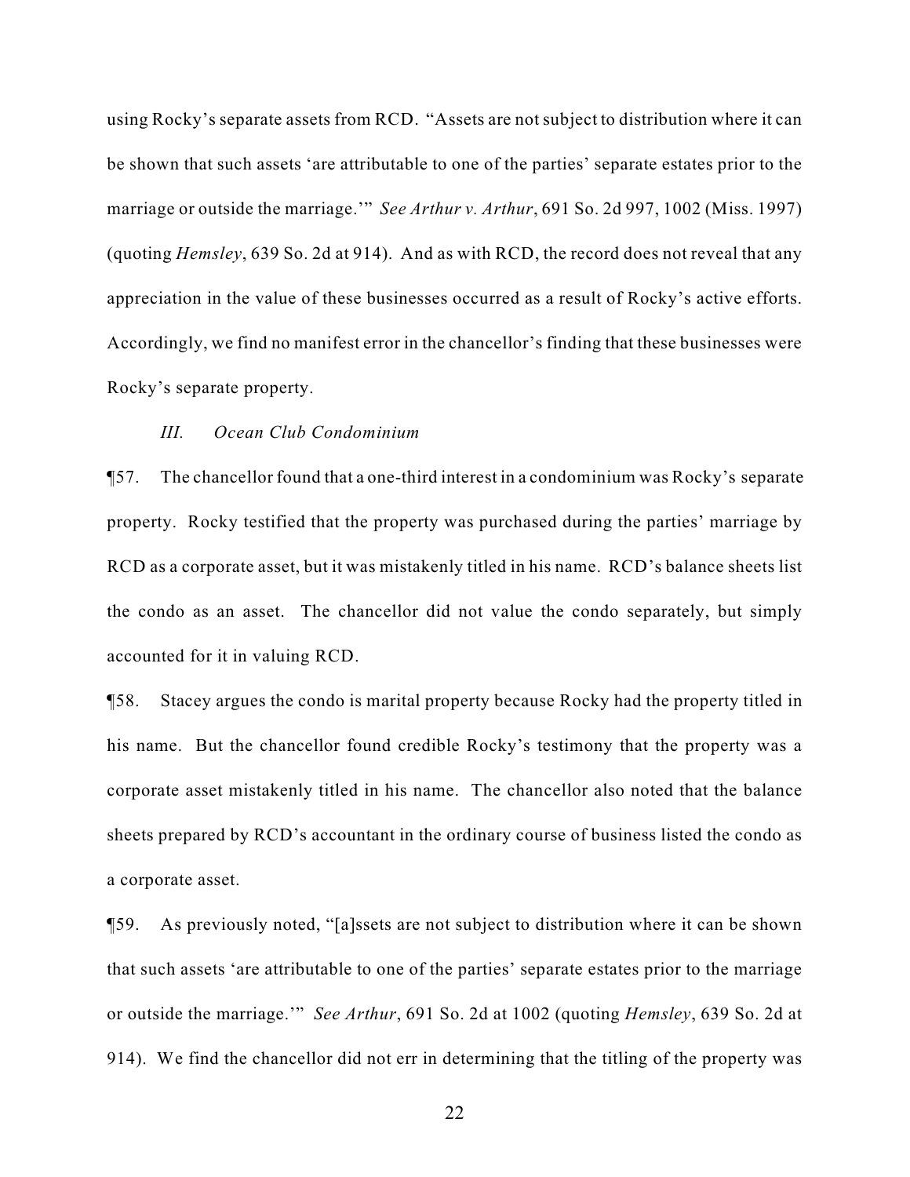using Rocky's separate assets from RCD. "Assets are not subject to distribution where it can be shown that such assets 'are attributable to one of the parties' separate estates prior to the marriage or outside the marriage.'" *See Arthur v. Arthur*, 691 So. 2d 997, 1002 (Miss. 1997) (quoting *Hemsley*, 639 So. 2d at 914). And as with RCD, the record does not reveal that any appreciation in the value of these businesses occurred as a result of Rocky's active efforts. Accordingly, we find no manifest error in the chancellor's finding that these businesses were Rocky's separate property.

*III. Ocean Club Condominium*

¶57. The chancellor found that a one-third interest in a condominium was Rocky's separate property. Rocky testified that the property was purchased during the parties' marriage by RCD as a corporate asset, but it was mistakenly titled in his name. RCD's balance sheets list the condo as an asset. The chancellor did not value the condo separately, but simply accounted for it in valuing RCD.

¶58. Stacey argues the condo is marital property because Rocky had the property titled in his name. But the chancellor found credible Rocky's testimony that the property was a corporate asset mistakenly titled in his name. The chancellor also noted that the balance sheets prepared by RCD's accountant in the ordinary course of business listed the condo as a corporate asset.

¶59. As previously noted, "[a]ssets are not subject to distribution where it can be shown that such assets 'are attributable to one of the parties' separate estates prior to the marriage or outside the marriage.'" *See Arthur*, 691 So. 2d at 1002 (quoting *Hemsley*, 639 So. 2d at 914). We find the chancellor did not err in determining that the titling of the property was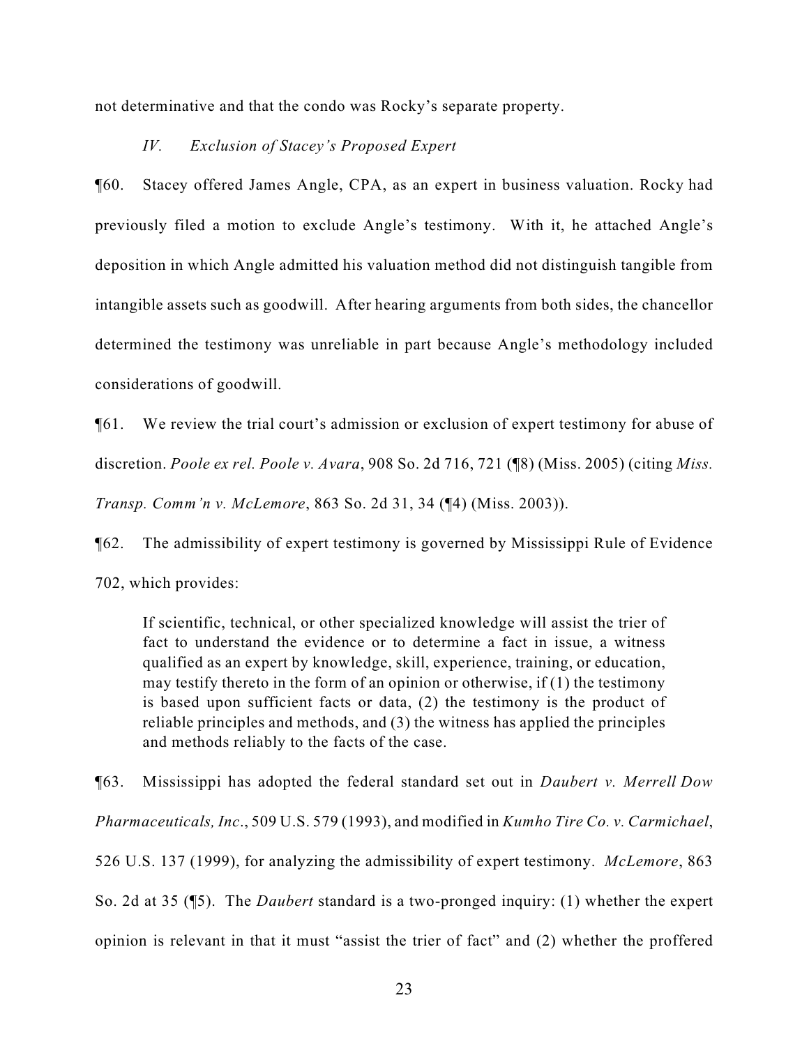not determinative and that the condo was Rocky's separate property.

### *IV. Exclusion of Stacey's Proposed Expert*

¶60. Stacey offered James Angle, CPA, as an expert in business valuation. Rocky had previously filed a motion to exclude Angle's testimony. With it, he attached Angle's deposition in which Angle admitted his valuation method did not distinguish tangible from intangible assets such as goodwill. After hearing arguments from both sides, the chancellor determined the testimony was unreliable in part because Angle's methodology included considerations of goodwill.

¶61. We review the trial court's admission or exclusion of expert testimony for abuse of discretion. *Poole ex rel. Poole v. Avara*, 908 So. 2d 716, 721 (¶8) (Miss. 2005) (citing *Miss. Transp. Comm'n v. McLemore*, 863 So. 2d 31, 34 (¶4) (Miss. 2003)).

¶62. The admissibility of expert testimony is governed by Mississippi Rule of Evidence 702, which provides:

> If scientific, technical, or other specialized knowledge will assist the trier of fact to understand the evidence or to determine a fact in issue, a witness qualified as an expert by knowledge, skill, experience, training, or education, may testify thereto in the form of an opinion or otherwise, if (1) the testimony is based upon sufficient facts or data, (2) the testimony is the product of reliable principles and methods, and (3) the witness has applied the principles and methods reliably to the facts of the case.

¶63. Mississippi has adopted the federal standard set out in *Daubert v. Merrell Dow Pharmaceuticals, Inc*., 509 U.S. 579 (1993), and modified in *Kumho Tire Co. v. Carmichael*, 526 U.S. 137 (1999), for analyzing the admissibility of expert testimony. *McLemore*, 863 So. 2d at 35 (¶5). The *Daubert* standard is a two-pronged inquiry: (1) whether the expert opinion is relevant in that it must "assist the trier of fact" and (2) whether the proffered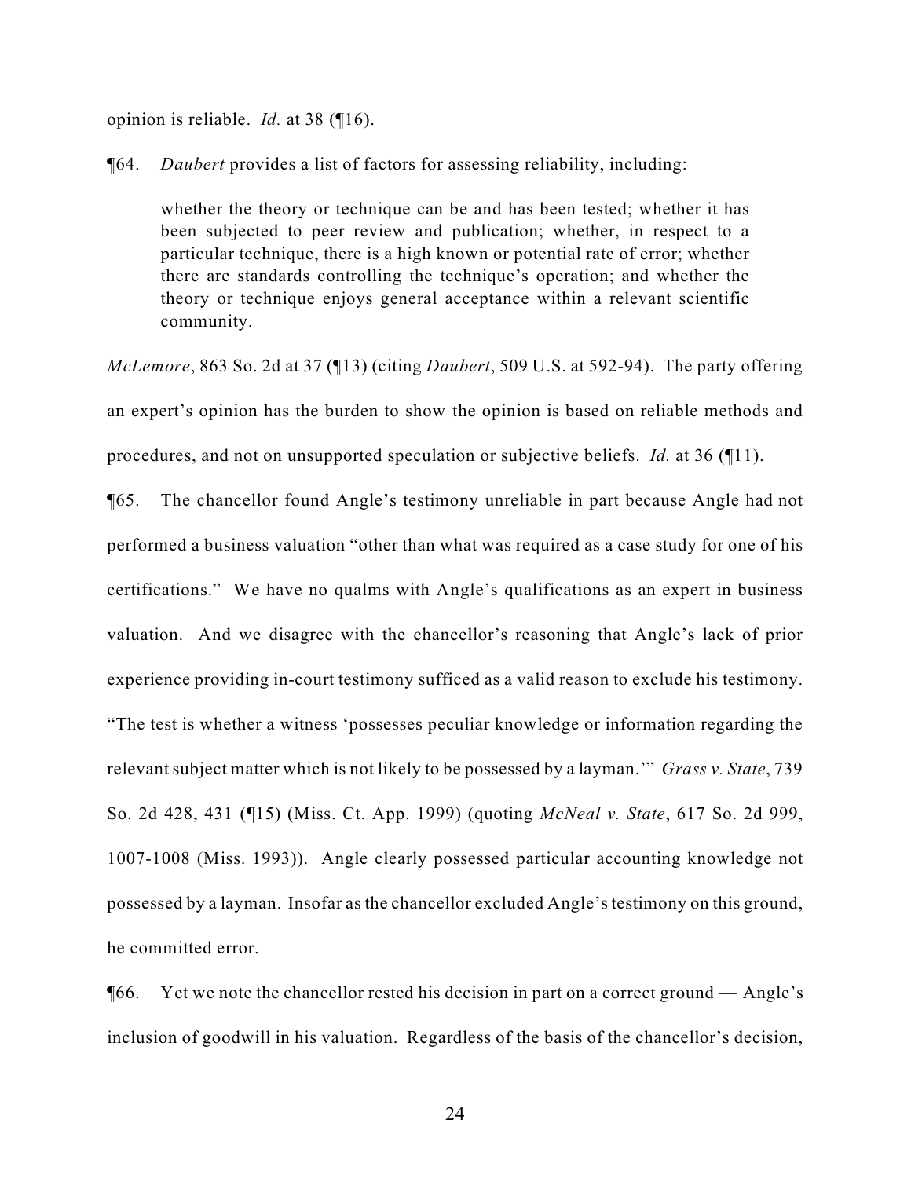opinion is reliable. *Id.* at 38 (¶16).

¶64. *Daubert* provides a list of factors for assessing reliability, including:

> whether the theory or technique can be and has been tested; whether it has been subjected to peer review and publication; whether, in respect to a particular technique, there is a high known or potential rate of error; whether there are standards controlling the technique's operation; and whether the theory or technique enjoys general acceptance within a relevant scientific community.

*McLemore*, 863 So. 2d at 37 (¶13) (citing *Daubert*, 509 U.S. at 592-94). The party offering an expert's opinion has the burden to show the opinion is based on reliable methods and procedures, and not on unsupported speculation or subjective beliefs. *Id.* at 36 (¶11).

¶65. The chancellor found Angle's testimony unreliable in part because Angle had not performed a business valuation "other than what was required as a case study for one of his certifications." We have no qualms with Angle's qualifications as an expert in business valuation. And we disagree with the chancellor's reasoning that Angle's lack of prior experience providing in-court testimony sufficed as a valid reason to exclude his testimony. "The test is whether a witness 'possesses peculiar knowledge or information regarding the relevant subject matter which is not likely to be possessed by a layman.'" *Grass v. State*, 739 So. 2d 428, 431 (¶15) (Miss. Ct. App. 1999) (quoting *McNeal v. State*, 617 So. 2d 999, 1007-1008 (Miss. 1993)). Angle clearly possessed particular accounting knowledge not possessed by a layman. Insofar as the chancellor excluded Angle's testimony on this ground, he committed error.

¶66. Yet we note the chancellor rested his decision in part on a correct ground — Angle's inclusion of goodwill in his valuation. Regardless of the basis of the chancellor's decision,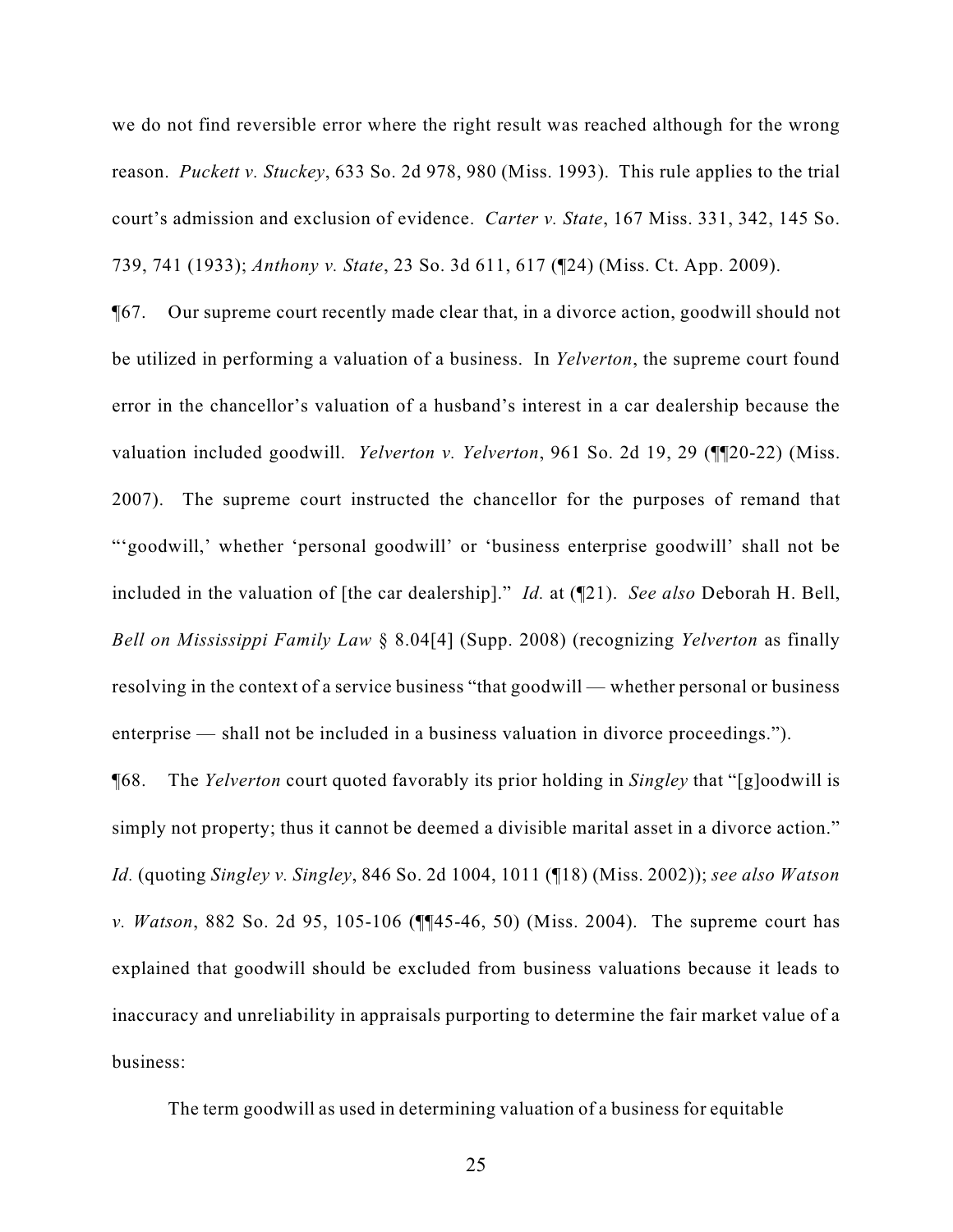we do not find reversible error where the right result was reached although for the wrong reason. *Puckett v. Stuckey*, 633 So. 2d 978, 980 (Miss. 1993). This rule applies to the trial court's admission and exclusion of evidence. *Carter v. State*, 167 Miss. 331, 342, 145 So. 739, 741 (1933); *Anthony v. State*, 23 So. 3d 611, 617 (¶24) (Miss. Ct. App. 2009).

¶67. Our supreme court recently made clear that, in a divorce action, goodwill should not be utilized in performing a valuation of a business. In *Yelverton*, the supreme court found error in the chancellor's valuation of a husband's interest in a car dealership because the valuation included goodwill. *Yelverton v. Yelverton*, 961 So. 2d 19, 29 (¶¶20-22) (Miss. 2007). The supreme court instructed the chancellor for the purposes of remand that "'goodwill,' whether 'personal goodwill' or 'business enterprise goodwill' shall not be included in the valuation of [the car dealership]." *Id.* at (¶21). *See also* Deborah H. Bell, *Bell on Mississippi Family Law* § 8.04[4] (Supp. 2008) (recognizing *Yelverton* as finally resolving in the context of a service business "that goodwill — whether personal or business enterprise — shall not be included in a business valuation in divorce proceedings.").

¶68. The *Yelverton* court quoted favorably its prior holding in *Singley* that "[g]oodwill is simply not property; thus it cannot be deemed a divisible marital asset in a divorce action." *Id.* (quoting *Singley v. Singley*, 846 So. 2d 1004, 1011 (¶18) (Miss. 2002)); *see also Watson v. Watson*, 882 So. 2d 95, 105-106 (¶¶45-46, 50) (Miss. 2004). The supreme court has explained that goodwill should be excluded from business valuations because it leads to inaccuracy and unreliability in appraisals purporting to determine the fair market value of a business:

> The term goodwill as used in determining valuation of a business for equitable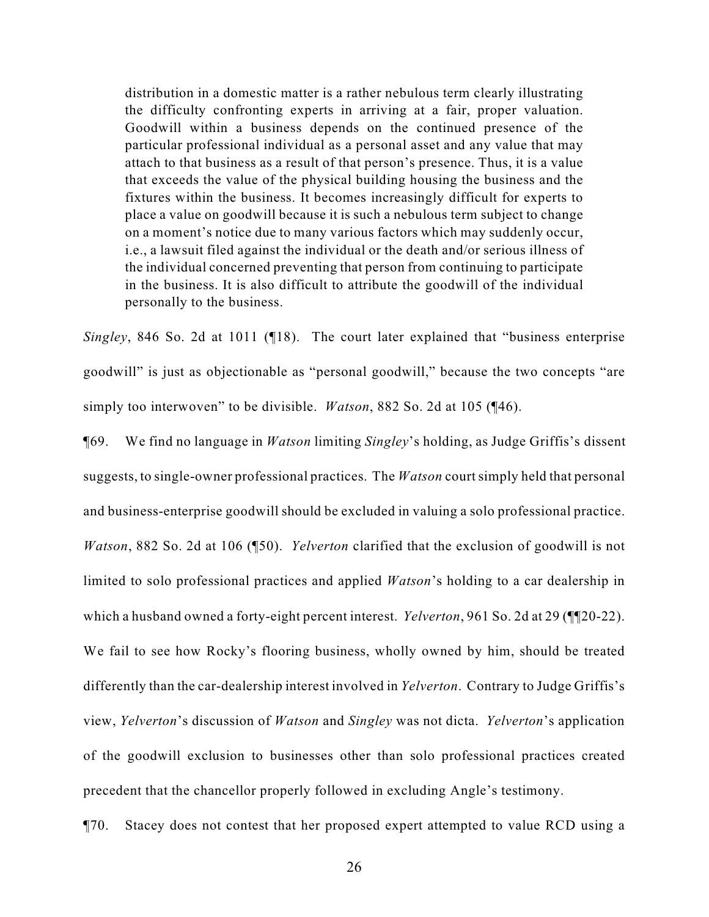> distribution in a domestic matter is a rather nebulous term clearly illustrating the difficulty confronting experts in arriving at a fair, proper valuation. Goodwill within a business depends on the continued presence of the particular professional individual as a personal asset and any value that may attach to that business as a result of that person's presence. Thus, it is a value that exceeds the value of the physical building housing the business and the fixtures within the business. It becomes increasingly difficult for experts to place a value on goodwill because it is such a nebulous term subject to change on a moment's notice due to many various factors which may suddenly occur, i.e., a lawsuit filed against the individual or the death and/or serious illness of the individual concerned preventing that person from continuing to participate in the business. It is also difficult to attribute the goodwill of the individual personally to the business.

*Singley*, 846 So. 2d at 1011 (¶18). The court later explained that "business enterprise goodwill" is just as objectionable as "personal goodwill," because the two concepts "are simply too interwoven" to be divisible. *Watson*, 882 So. 2d at 105 (¶46).

¶69. We find no language in *Watson* limiting *Singley*'s holding, as Judge Griffis's dissent suggests, to single-owner professional practices. The *Watson* court simply held that personal and business-enterprise goodwill should be excluded in valuing a solo professional practice. *Watson*, 882 So. 2d at 106 (¶50). *Yelverton* clarified that the exclusion of goodwill is not limited to solo professional practices and applied *Watson*'s holding to a car dealership in which a husband owned a forty-eight percent interest. *Yelverton*, 961 So. 2d at 29 (¶¶20-22). We fail to see how Rocky's flooring business, wholly owned by him, should be treated differently than the car-dealership interest involved in *Yelverton*. Contrary to Judge Griffis's view, *Yelverton*'s discussion of *Watson* and *Singley* was not dicta. *Yelverton*'s application of the goodwill exclusion to businesses other than solo professional practices created precedent that the chancellor properly followed in excluding Angle's testimony.

¶70. Stacey does not contest that her proposed expert attempted to value RCD using a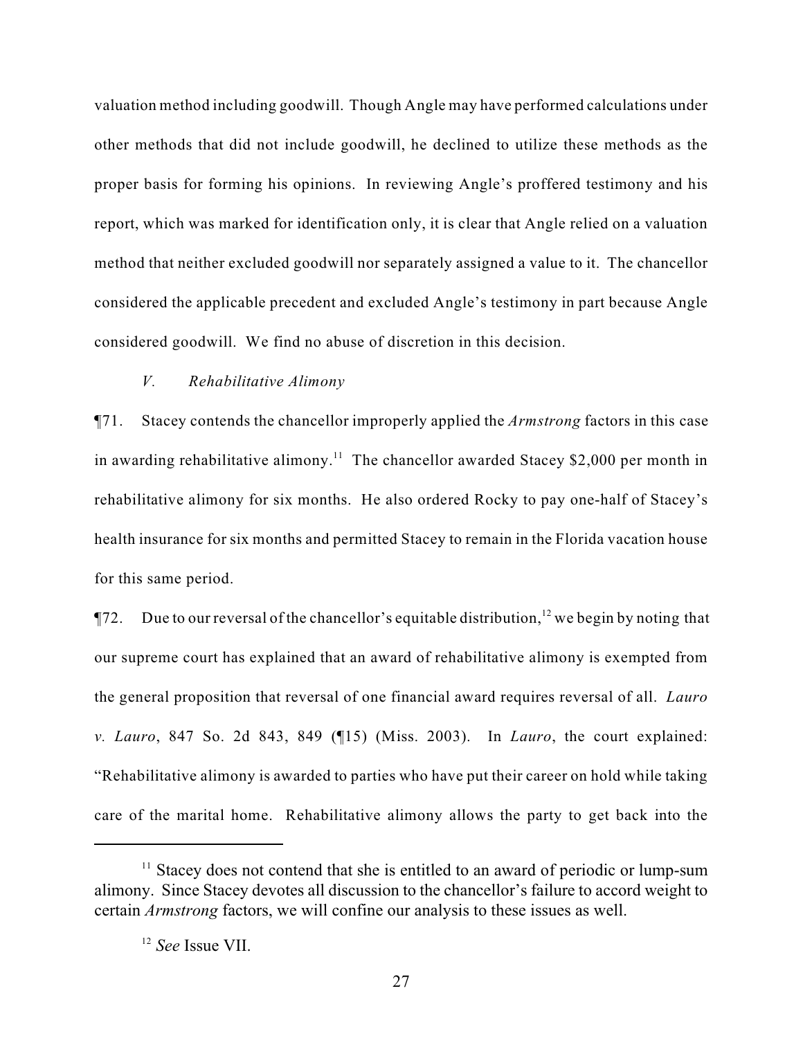valuation method including goodwill. Though Angle may have performed calculations under other methods that did not include goodwill, he declined to utilize these methods as the proper basis for forming his opinions. In reviewing Angle's proffered testimony and his report, which was marked for identification only, it is clear that Angle relied on a valuation method that neither excluded goodwill nor separately assigned a value to it. The chancellor considered the applicable precedent and excluded Angle's testimony in part because Angle considered goodwill. We find no abuse of discretion in this decision.

*V. Rehabilitative Alimony*

¶71. Stacey contends the chancellor improperly applied the *Armstrong* factors in this case in awarding rehabilitative alimony.[11] The chancellor awarded Stacey $2,000 per month in rehabilitative alimony for six months. He also ordered Rocky to pay one-half of Stacey's health insurance for six months and permitted Stacey to remain in the Florida vacation house for this same period.

¶72. Due to our reversal of the chancellor's equitable distribution,[12] we begin by noting that our supreme court has explained that an award of rehabilitative alimony is exempted from the general proposition that reversal of one financial award requires reversal of all. *Lauro v. Lauro*, 847 So. 2d 843, 849 (¶15) (Miss. 2003). In *Lauro*, the court explained: "Rehabilitative alimony is awarded to parties who have put their career on hold while taking care of the marital home. Rehabilitative alimony allows the party to get back into the

---

[11] Stacey does not contend that she is entitled to an award of periodic or lump-sum alimony. Since Stacey devotes all discussion to the chancellor's failure to accord weight to certain *Armstrong* factors, we will confine our analysis to these issues as well.

[12] *See* Issue VII.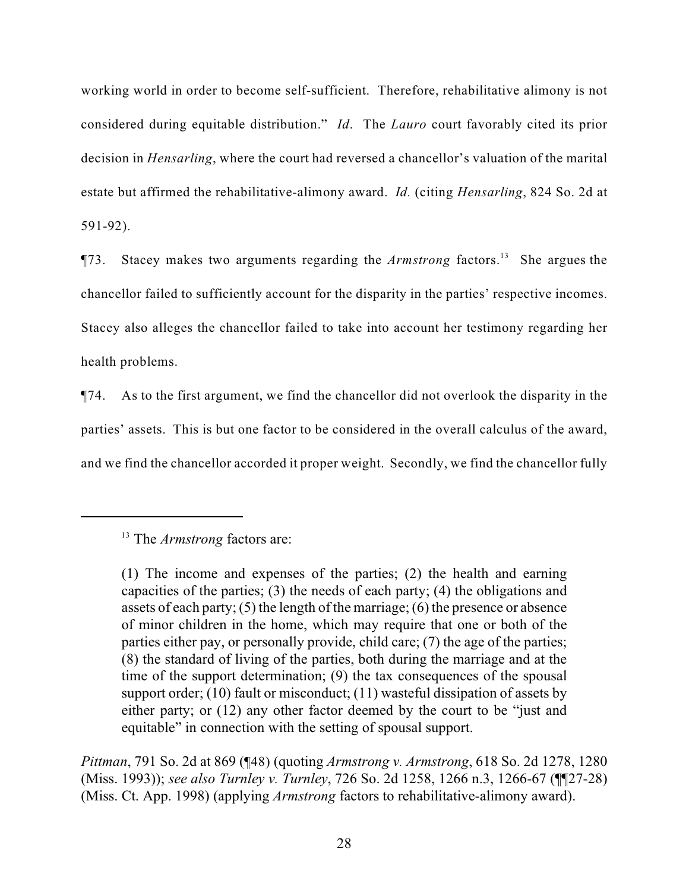working world in order to become self-sufficient. Therefore, rehabilitative alimony is not considered during equitable distribution." *Id*. The *Lauro* court favorably cited its prior decision in *Hensarling*, where the court had reversed a chancellor's valuation of the marital estate but affirmed the rehabilitative-alimony award. *Id.* (citing *Hensarling*, 824 So. 2d at 591-92).

¶73. Stacey makes two arguments regarding the *Armstrong* factors.[13] She argues the chancellor failed to sufficiently account for the disparity in the parties' respective incomes. Stacey also alleges the chancellor failed to take into account her testimony regarding her health problems.

¶74. As to the first argument, we find the chancellor did not overlook the disparity in the parties' assets. This is but one factor to be considered in the overall calculus of the award, and we find the chancellor accorded it proper weight. Secondly, we find the chancellor fully

---

[13] The *Armstrong* factors are:

> (1) The income and expenses of the parties; (2) the health and earning capacities of the parties; (3) the needs of each party; (4) the obligations and assets of each party; (5) the length of the marriage; (6) the presence or absence of minor children in the home, which may require that one or both of the parties either pay, or personally provide, child care; (7) the age of the parties; (8) the standard of living of the parties, both during the marriage and at the time of the support determination; (9) the tax consequences of the spousal support order; (10) fault or misconduct; (11) wasteful dissipation of assets by either party; or (12) any other factor deemed by the court to be "just and equitable" in connection with the setting of spousal support.

*Pittman*, 791 So. 2d at 869 (¶48) (quoting *Armstrong v. Armstrong*, 618 So. 2d 1278, 1280 (Miss. 1993)); *see also Turnley v. Turnley*, 726 So. 2d 1258, 1266 n.3, 1266-67 (¶¶27-28) (Miss. Ct. App. 1998) (applying *Armstrong* factors to rehabilitative-alimony award).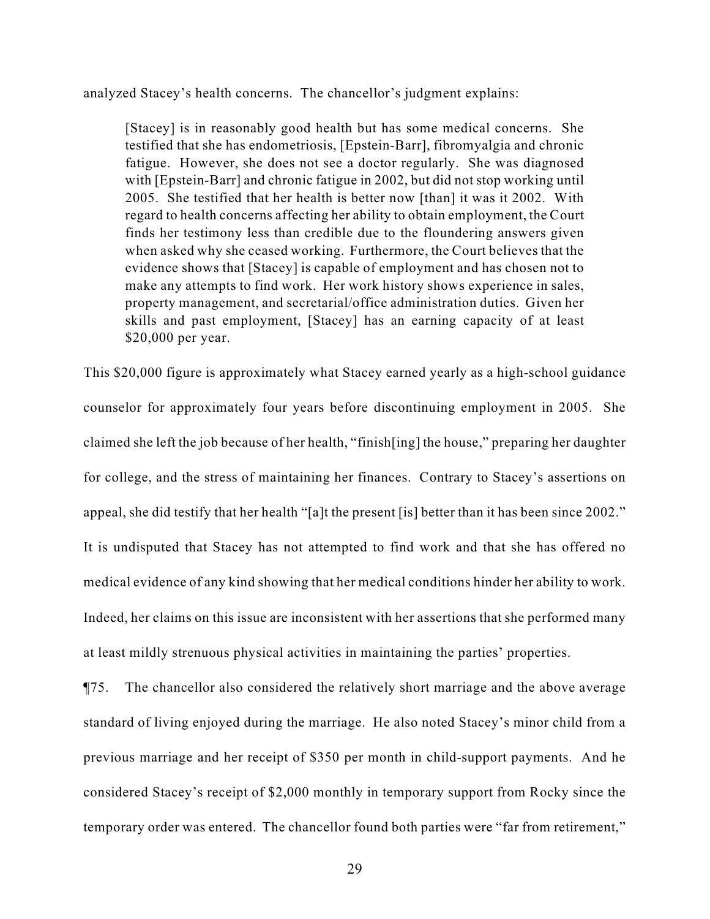analyzed Stacey's health concerns. The chancellor's judgment explains:

> [Stacey] is in reasonably good health but has some medical concerns. She testified that she has endometriosis, [Epstein-Barr], fibromyalgia and chronic fatigue. However, she does not see a doctor regularly. She was diagnosed with [Epstein-Barr] and chronic fatigue in 2002, but did not stop working until 2005. She testified that her health is better now [than] it was it 2002. With regard to health concerns affecting her ability to obtain employment, the Court finds her testimony less than credible due to the floundering answers given when asked why she ceased working. Furthermore, the Court believes that the evidence shows that [Stacey] is capable of employment and has chosen not to make any attempts to find work. Her work history shows experience in sales, property management, and secretarial/office administration duties. Given her skills and past employment, [Stacey] has an earning capacity of at least $20,000 per year.

This $20,000 figure is approximately what Stacey earned yearly as a high-school guidance counselor for approximately four years before discontinuing employment in 2005. She claimed she left the job because of her health, "finish[ing] the house," preparing her daughter for college, and the stress of maintaining her finances. Contrary to Stacey's assertions on appeal, she did testify that her health "[a]t the present [is] better than it has been since 2002." It is undisputed that Stacey has not attempted to find work and that she has offered no medical evidence of any kind showing that her medical conditions hinder her ability to work. Indeed, her claims on this issue are inconsistent with her assertions that she performed many at least mildly strenuous physical activities in maintaining the parties' properties.

¶75. The chancellor also considered the relatively short marriage and the above average standard of living enjoyed during the marriage. He also noted Stacey's minor child from a previous marriage and her receipt of $350 per month in child-support payments. And he considered Stacey's receipt of $2,000 monthly in temporary support from Rocky since the temporary order was entered. The chancellor found both parties were "far from retirement,"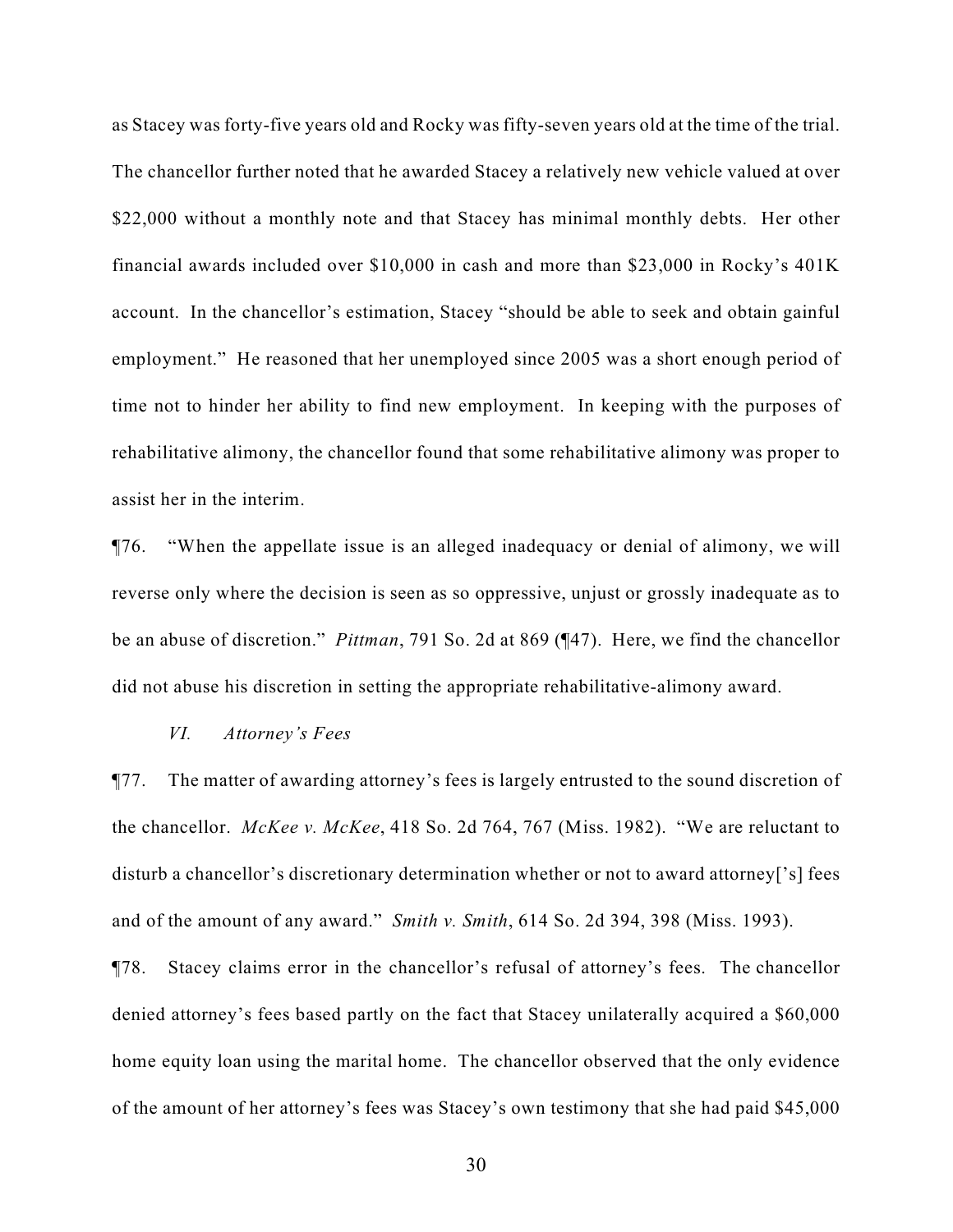as Stacey was forty-five years old and Rocky was fifty-seven years old at the time of the trial. The chancellor further noted that he awarded Stacey a relatively new vehicle valued at over $22,000 without a monthly note and that Stacey has minimal monthly debts. Her other financial awards included over $10,000 in cash and more than $23,000 in Rocky's 401K account. In the chancellor's estimation, Stacey "should be able to seek and obtain gainful employment." He reasoned that her unemployed since 2005 was a short enough period of time not to hinder her ability to find new employment. In keeping with the purposes of rehabilitative alimony, the chancellor found that some rehabilitative alimony was proper to assist her in the interim.

¶76. "When the appellate issue is an alleged inadequacy or denial of alimony, we will reverse only where the decision is seen as so oppressive, unjust or grossly inadequate as to be an abuse of discretion." *Pittman*, 791 So. 2d at 869 (¶47). Here, we find the chancellor did not abuse his discretion in setting the appropriate rehabilitative-alimony award.

*VI. Attorney's Fees*

¶77. The matter of awarding attorney's fees is largely entrusted to the sound discretion of the chancellor. *McKee v. McKee*, 418 So. 2d 764, 767 (Miss. 1982). "We are reluctant to disturb a chancellor's discretionary determination whether or not to award attorney['s] fees and of the amount of any award." *Smith v. Smith*, 614 So. 2d 394, 398 (Miss. 1993).

¶78. Stacey claims error in the chancellor's refusal of attorney's fees. The chancellor denied attorney's fees based partly on the fact that Stacey unilaterally acquired a $60,000 home equity loan using the marital home. The chancellor observed that the only evidence of the amount of her attorney's fees was Stacey's own testimony that she had paid $45,000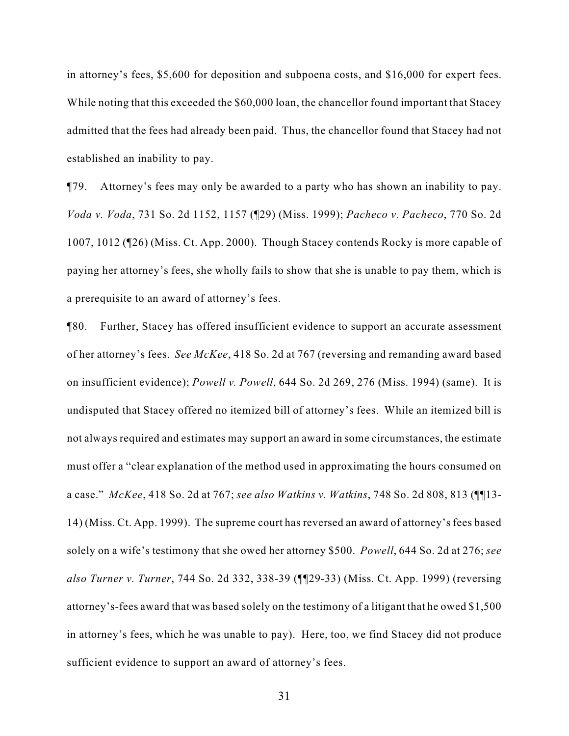in attorney's fees, $5,600 for deposition and subpoena costs, and $16,000 for expert fees. While noting that this exceeded the $60,000 loan, the chancellor found important that Stacey admitted that the fees had already been paid. Thus, the chancellor found that Stacey had not established an inability to pay.

¶79. Attorney's fees may only be awarded to a party who has shown an inability to pay. *Voda v. Voda*, 731 So. 2d 1152, 1157 (¶29) (Miss. 1999); *Pacheco v. Pacheco*, 770 So. 2d 1007, 1012 (¶26) (Miss. Ct. App. 2000). Though Stacey contends Rocky is more capable of paying her attorney's fees, she wholly fails to show that she is unable to pay them, which is a prerequisite to an award of attorney's fees.

¶80. Further, Stacey has offered insufficient evidence to support an accurate assessment of her attorney's fees. *See McKee*, 418 So. 2d at 767 (reversing and remanding award based on insufficient evidence); *Powell v. Powell*, 644 So. 2d 269, 276 (Miss. 1994) (same). It is undisputed that Stacey offered no itemized bill of attorney's fees. While an itemized bill is not always required and estimates may support an award in some circumstances, the estimate must offer a "clear explanation of the method used in approximating the hours consumed on a case." *McKee*, 418 So. 2d at 767; *see also Watkins v. Watkins*, 748 So. 2d 808, 813 (¶¶13-14) (Miss. Ct. App. 1999). The supreme court has reversed an award of attorney's fees based solely on a wife's testimony that she owed her attorney $500. *Powell*, 644 So. 2d at 276; *see also Turner v. Turner*, 744 So. 2d 332, 338-39 (¶¶29-33) (Miss. Ct. App. 1999) (reversing attorney's-fees award that was based solely on the testimony of a litigant that he owed $1,500 in attorney's fees, which he was unable to pay). Here, too, we find Stacey did not produce sufficient evidence to support an award of attorney's fees.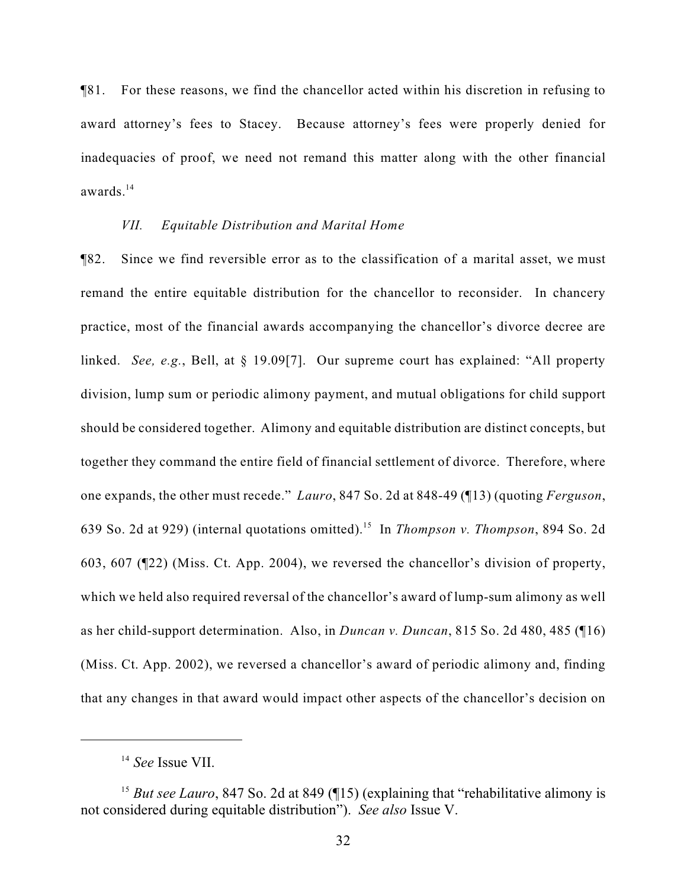¶81. For these reasons, we find the chancellor acted within his discretion in refusing to award attorney's fees to Stacey. Because attorney's fees were properly denied for inadequacies of proof, we need not remand this matter along with the other financial awards.[14]

*VII. Equitable Distribution and Marital Home*

¶82. Since we find reversible error as to the classification of a marital asset, we must remand the entire equitable distribution for the chancellor to reconsider. In chancery practice, most of the financial awards accompanying the chancellor's divorce decree are linked. *See, e.g.*, Bell, at § 19.09[7]. Our supreme court has explained: "All property division, lump sum or periodic alimony payment, and mutual obligations for child support should be considered together. Alimony and equitable distribution are distinct concepts, but together they command the entire field of financial settlement of divorce. Therefore, where one expands, the other must recede." *Lauro*, 847 So. 2d at 848-49 (¶13) (quoting *Ferguson*, 639 So. 2d at 929) (internal quotations omitted).[15] In *Thompson v. Thompson*, 894 So. 2d 603, 607 (¶22) (Miss. Ct. App. 2004), we reversed the chancellor's division of property, which we held also required reversal of the chancellor's award of lump-sum alimony as well as her child-support determination. Also, in *Duncan v. Duncan*, 815 So. 2d 480, 485 (¶16) (Miss. Ct. App. 2002), we reversed a chancellor's award of periodic alimony and, finding that any changes in that award would impact other aspects of the chancellor's decision on

---

[14] *See* Issue VII.

[15] *But see Lauro*, 847 So. 2d at 849 (¶15) (explaining that "rehabilitative alimony is not considered during equitable distribution"). *See also* Issue V.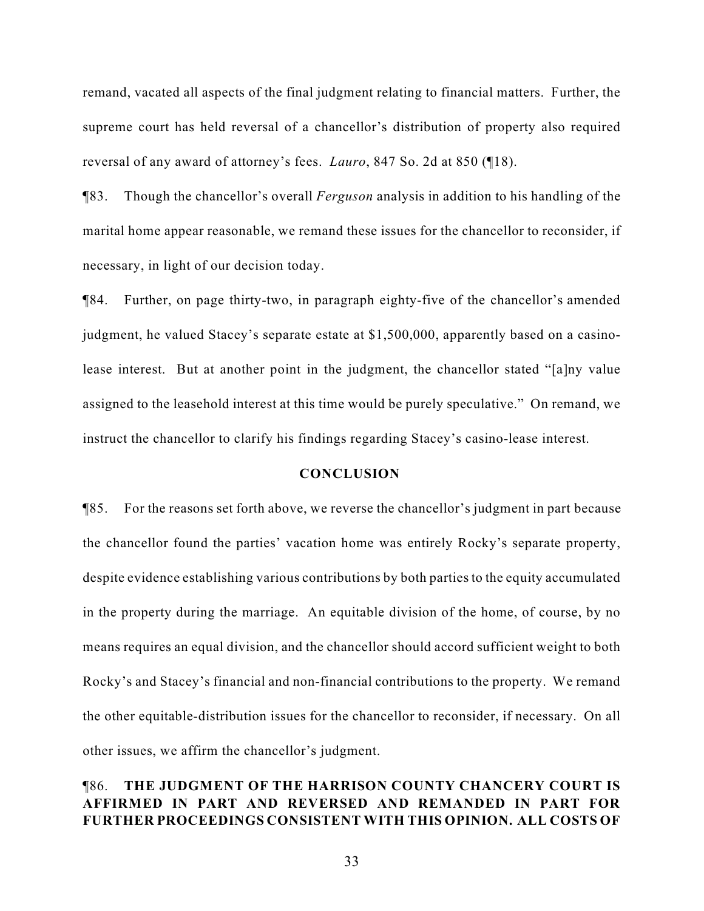remand, vacated all aspects of the final judgment relating to financial matters. Further, the supreme court has held reversal of a chancellor's distribution of property also required reversal of any award of attorney's fees. *Lauro*, 847 So. 2d at 850 (¶18).

¶83. Though the chancellor's overall *Ferguson* analysis in addition to his handling of the marital home appear reasonable, we remand these issues for the chancellor to reconsider, if necessary, in light of our decision today.

¶84. Further, on page thirty-two, in paragraph eighty-five of the chancellor's amended judgment, he valued Stacey's separate estate at $1,500,000, apparently based on a casino-lease interest. But at another point in the judgment, the chancellor stated "[a]ny value assigned to the leasehold interest at this time would be purely speculative." On remand, we instruct the chancellor to clarify his findings regarding Stacey's casino-lease interest.

## CONCLUSION

¶85. For the reasons set forth above, we reverse the chancellor's judgment in part because the chancellor found the parties' vacation home was entirely Rocky's separate property, despite evidence establishing various contributions by both parties to the equity accumulated in the property during the marriage. An equitable division of the home, of course, by no means requires an equal division, and the chancellor should accord sufficient weight to both Rocky's and Stacey's financial and non-financial contributions to the property. We remand the other equitable-distribution issues for the chancellor to reconsider, if necessary. On all other issues, we affirm the chancellor's judgment.

¶86. **THE JUDGMENT OF THE HARRISON COUNTY CHANCERY COURT IS AFFIRMED IN PART AND REVERSED AND REMANDED IN PART FOR FURTHER PROCEEDINGS CONSISTENT WITH THIS OPINION. ALL COSTS OF**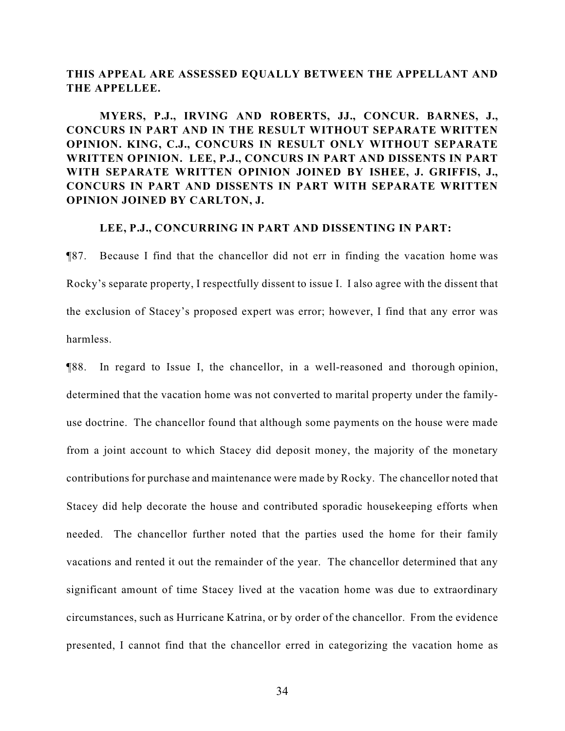**THIS APPEAL ARE ASSESSED EQUALLY BETWEEN THE APPELLANT AND THE APPELLEE.**

**MYERS, P.J., IRVING AND ROBERTS, JJ., CONCUR. BARNES, J., CONCURS IN PART AND IN THE RESULT WITHOUT SEPARATE WRITTEN OPINION. KING, C.J., CONCURS IN RESULT ONLY WITHOUT SEPARATE WRITTEN OPINION. LEE, P.J., CONCURS IN PART AND DISSENTS IN PART WITH SEPARATE WRITTEN OPINION JOINED BY ISHEE, J. GRIFFIS, J., CONCURS IN PART AND DISSENTS IN PART WITH SEPARATE WRITTEN OPINION JOINED BY CARLTON, J.**

**LEE, P.J., CONCURRING IN PART AND DISSENTING IN PART:**

¶87. Because I find that the chancellor did not err in finding the vacation home was Rocky's separate property, I respectfully dissent to issue I. I also agree with the dissent that the exclusion of Stacey's proposed expert was error; however, I find that any error was harmless.

¶88. In regard to Issue I, the chancellor, in a well-reasoned and thorough opinion, determined that the vacation home was not converted to marital property under the family-use doctrine. The chancellor found that although some payments on the house were made from a joint account to which Stacey did deposit money, the majority of the monetary contributions for purchase and maintenance were made by Rocky. The chancellor noted that Stacey did help decorate the house and contributed sporadic housekeeping efforts when needed. The chancellor further noted that the parties used the home for their family vacations and rented it out the remainder of the year. The chancellor determined that any significant amount of time Stacey lived at the vacation home was due to extraordinary circumstances, such as Hurricane Katrina, or by order of the chancellor. From the evidence presented, I cannot find that the chancellor erred in categorizing the vacation home as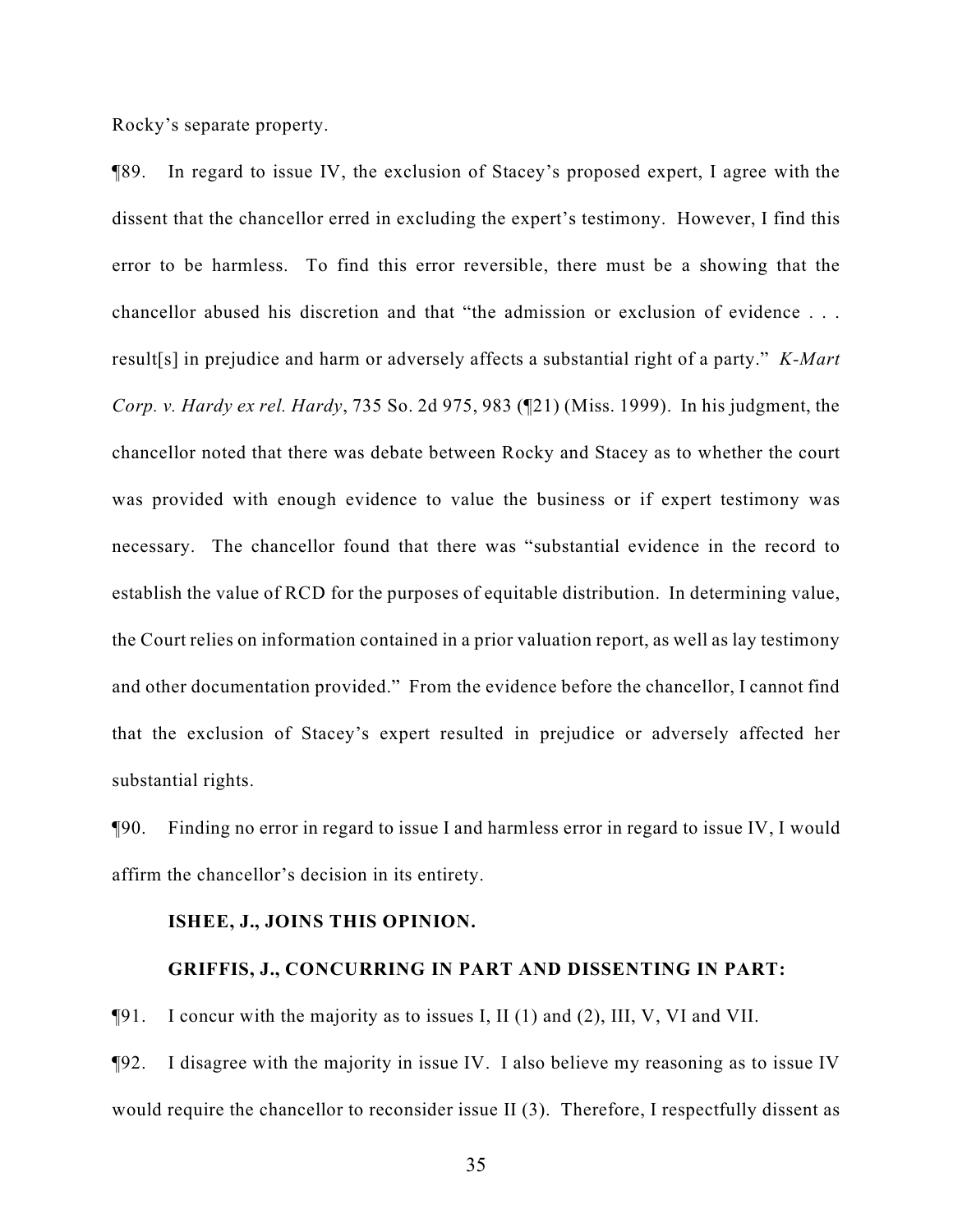Rocky's separate property.

¶89. In regard to issue IV, the exclusion of Stacey's proposed expert, I agree with the dissent that the chancellor erred in excluding the expert's testimony. However, I find this error to be harmless. To find this error reversible, there must be a showing that the chancellor abused his discretion and that "the admission or exclusion of evidence . . . result[s] in prejudice and harm or adversely affects a substantial right of a party." *K-Mart Corp. v. Hardy ex rel. Hardy*, 735 So. 2d 975, 983 (¶21) (Miss. 1999). In his judgment, the chancellor noted that there was debate between Rocky and Stacey as to whether the court was provided with enough evidence to value the business or if expert testimony was necessary. The chancellor found that there was "substantial evidence in the record to establish the value of RCD for the purposes of equitable distribution. In determining value, the Court relies on information contained in a prior valuation report, as well as lay testimony and other documentation provided." From the evidence before the chancellor, I cannot find that the exclusion of Stacey's expert resulted in prejudice or adversely affected her substantial rights.

¶90. Finding no error in regard to issue I and harmless error in regard to issue IV, I would affirm the chancellor's decision in its entirety.

**ISHEE, J., JOINS THIS OPINION.**

**GRIFFIS, J., CONCURRING IN PART AND DISSENTING IN PART:**

¶91. I concur with the majority as to issues I, II (1) and (2), III, V, VI and VII.

¶92. I disagree with the majority in issue IV. I also believe my reasoning as to issue IV would require the chancellor to reconsider issue II (3). Therefore, I respectfully dissent as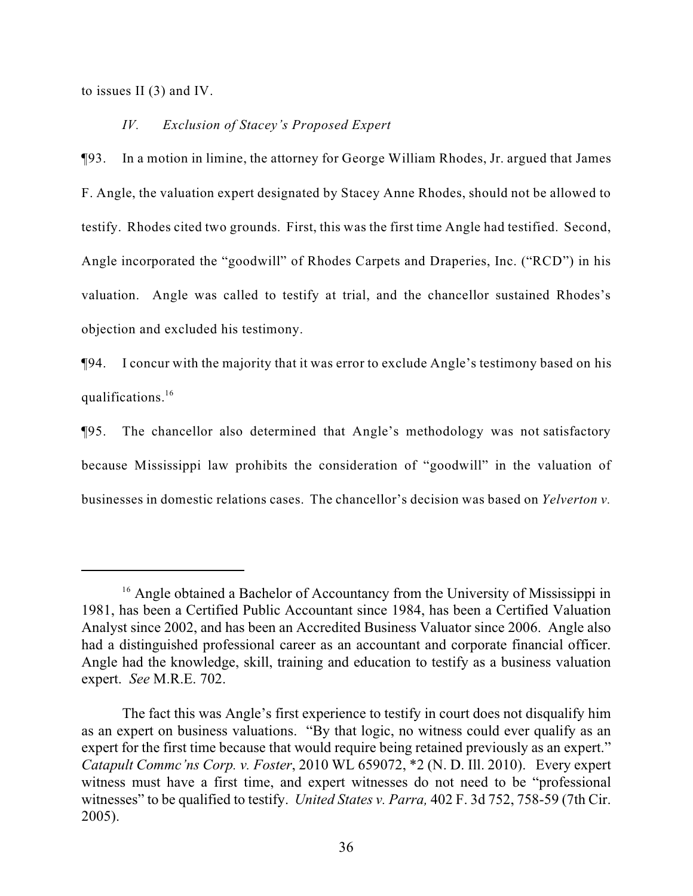to issues II (3) and IV.

*IV. Exclusion of Stacey's Proposed Expert*

¶93. In a motion in limine, the attorney for George William Rhodes, Jr. argued that James F. Angle, the valuation expert designated by Stacey Anne Rhodes, should not be allowed to testify. Rhodes cited two grounds. First, this was the first time Angle had testified. Second, Angle incorporated the "goodwill" of Rhodes Carpets and Draperies, Inc. ("RCD") in his valuation. Angle was called to testify at trial, and the chancellor sustained Rhodes's objection and excluded his testimony.

¶94. I concur with the majority that it was error to exclude Angle's testimony based on his qualifications.[16]

¶95. The chancellor also determined that Angle's methodology was not satisfactory because Mississippi law prohibits the consideration of "goodwill" in the valuation of businesses in domestic relations cases. The chancellor's decision was based on *Yelverton v.*

---

[16] Angle obtained a Bachelor of Accountancy from the University of Mississippi in 1981, has been a Certified Public Accountant since 1984, has been a Certified Valuation Analyst since 2002, and has been an Accredited Business Valuator since 2006. Angle also had a distinguished professional career as an accountant and corporate financial officer. Angle had the knowledge, skill, training and education to testify as a business valuation expert. *See* M.R.E. 702.

The fact this was Angle's first experience to testify in court does not disqualify him as an expert on business valuations. "By that logic, no witness could ever qualify as an expert for the first time because that would require being retained previously as an expert." *Catapult Commc'ns Corp. v. Foster*, 2010 WL 659072, *2 (N. D. Ill. 2010). Every expert witness must have a first time, and expert witnesses do not need to be "professional witnesses" to be qualified to testify. *United States v. Parra,* 402 F. 3d 752, 758-59 (7th Cir. 2005).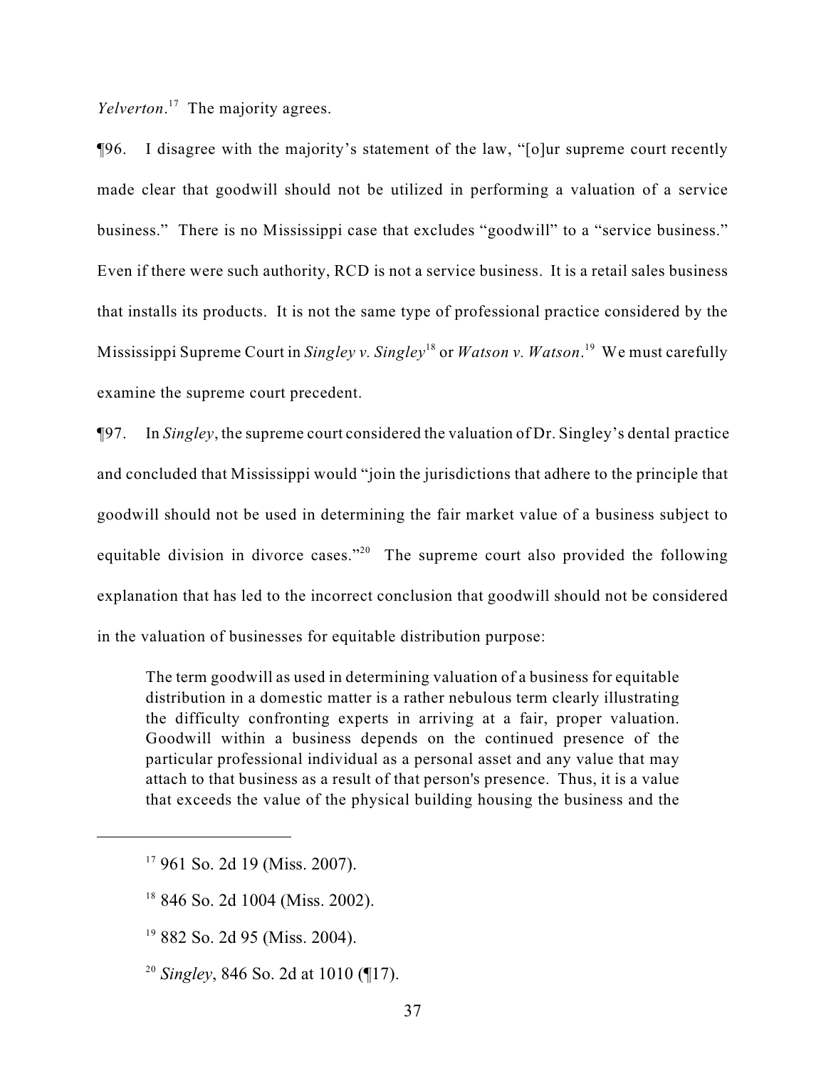*Yelverton*.[17] The majority agrees.

¶96. I disagree with the majority's statement of the law, "[o]ur supreme court recently made clear that goodwill should not be utilized in performing a valuation of a service business." There is no Mississippi case that excludes "goodwill" to a "service business." Even if there were such authority, RCD is not a service business. It is a retail sales business that installs its products. It is not the same type of professional practice considered by the Mississippi Supreme Court in *Singley v. Singley*[18] or *Watson v. Watson*.[19] We must carefully examine the supreme court precedent.

¶97. In *Singley*, the supreme court considered the valuation of Dr. Singley's dental practice and concluded that Mississippi would "join the jurisdictions that adhere to the principle that goodwill should not be used in determining the fair market value of a business subject to equitable division in divorce cases."[20] The supreme court also provided the following explanation that has led to the incorrect conclusion that goodwill should not be considered in the valuation of businesses for equitable distribution purpose:

> The term goodwill as used in determining valuation of a business for equitable distribution in a domestic matter is a rather nebulous term clearly illustrating the difficulty confronting experts in arriving at a fair, proper valuation. Goodwill within a business depends on the continued presence of the particular professional individual as a personal asset and any value that may attach to that business as a result of that person's presence. Thus, it is a value that exceeds the value of the physical building housing the business and the

---

[17] 961 So. 2d 19 (Miss. 2007).

[18] 846 So. 2d 1004 (Miss. 2002).

[19] 882 So. 2d 95 (Miss. 2004).

[20] *Singley*, 846 So. 2d at 1010 (¶17).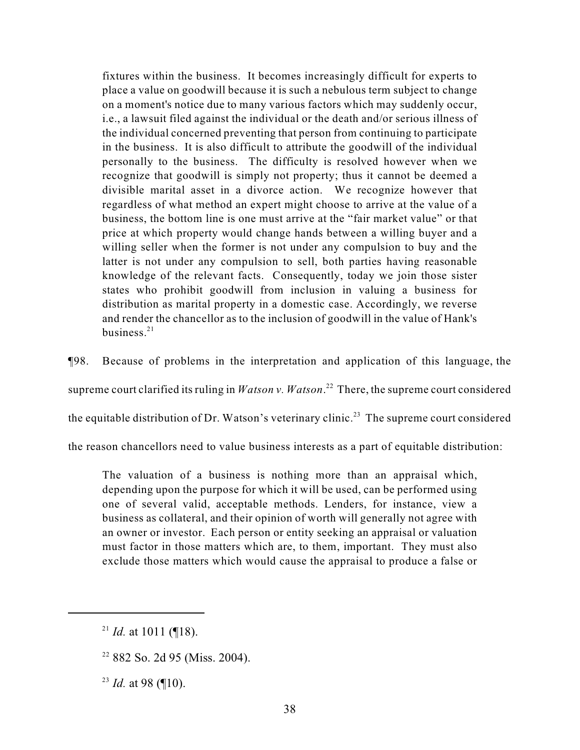> fixtures within the business. It becomes increasingly difficult for experts to place a value on goodwill because it is such a nebulous term subject to change on a moment's notice due to many various factors which may suddenly occur, i.e., a lawsuit filed against the individual or the death and/or serious illness of the individual concerned preventing that person from continuing to participate in the business. It is also difficult to attribute the goodwill of the individual personally to the business. The difficulty is resolved however when we recognize that goodwill is simply not property; thus it cannot be deemed a divisible marital asset in a divorce action. We recognize however that regardless of what method an expert might choose to arrive at the value of a business, the bottom line is one must arrive at the "fair market value" or that price at which property would change hands between a willing buyer and a willing seller when the former is not under any compulsion to buy and the latter is not under any compulsion to sell, both parties having reasonable knowledge of the relevant facts. Consequently, today we join those sister states who prohibit goodwill from inclusion in valuing a business for distribution as marital property in a domestic case. Accordingly, we reverse and render the chancellor as to the inclusion of goodwill in the value of Hank's business.[21]

¶98. Because of problems in the interpretation and application of this language, the supreme court clarified its ruling in *Watson v. Watson*.[22] There, the supreme court considered the equitable distribution of Dr. Watson's veterinary clinic.[23] The supreme court considered the reason chancellors need to value business interests as a part of equitable distribution:

> The valuation of a business is nothing more than an appraisal which, depending upon the purpose for which it will be used, can be performed using one of several valid, acceptable methods. Lenders, for instance, view a business as collateral, and their opinion of worth will generally not agree with an owner or investor. Each person or entity seeking an appraisal or valuation must factor in those matters which are, to them, important. They must also exclude those matters which would cause the appraisal to produce a false or

---

[21] *Id.* at 1011 (¶18).

[22] 882 So. 2d 95 (Miss. 2004).

[23] *Id.* at 98 (¶10).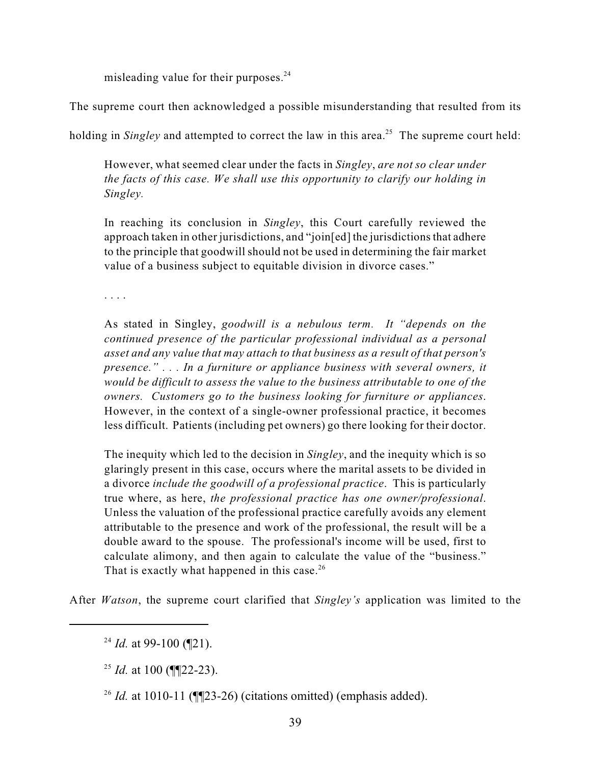misleading value for their purposes.[24]

The supreme court then acknowledged a possible misunderstanding that resulted from its holding in *Singley* and attempted to correct the law in this area.[25] The supreme court held:

> However, what seemed clear under the facts in *Singley*, *are not so clear under the facts of this case. We shall use this opportunity to clarify our holding in Singley.*
>
> In reaching its conclusion in *Singley*, this Court carefully reviewed the approach taken in other jurisdictions, and "join[ed] the jurisdictions that adhere to the principle that goodwill should not be used in determining the fair market value of a business subject to equitable division in divorce cases."
>
> . . . .
>
> As stated in Singley, *goodwill is a nebulous term. It "depends on the continued presence of the particular professional individual as a personal asset and any value that may attach to that business as a result of that person's presence." . . . In a furniture or appliance business with several owners, it would be difficult to assess the value to the business attributable to one of the owners. Customers go to the business looking for furniture or appliances.* However, in the context of a single-owner professional practice, it becomes less difficult. Patients (including pet owners) go there looking for their doctor.
>
> The inequity which led to the decision in *Singley*, and the inequity which is so glaringly present in this case, occurs where the marital assets to be divided in a divorce *include the goodwill of a professional practice*. This is particularly true where, as here, *the professional practice has one owner/professional*. Unless the valuation of the professional practice carefully avoids any element attributable to the presence and work of the professional, the result will be a double award to the spouse. The professional's income will be used, first to calculate alimony, and then again to calculate the value of the "business." That is exactly what happened in this case.[26]

After *Watson*, the supreme court clarified that *Singley's* application was limited to the

---

[24] *Id.* at 99-100 (¶21).

[25] *Id.* at 100 (¶¶22-23).

[26] *Id.* at 1010-11 (¶¶23-26) (citations omitted) (emphasis added).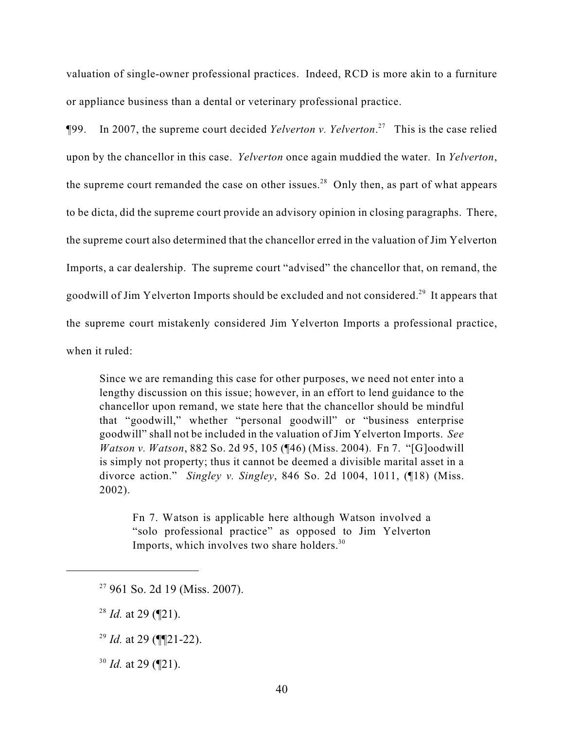valuation of single-owner professional practices. Indeed, RCD is more akin to a furniture or appliance business than a dental or veterinary professional practice.

¶99. In 2007, the supreme court decided *Yelverton v. Yelverton*.[27] This is the case relied upon by the chancellor in this case. *Yelverton* once again muddied the water. In *Yelverton*, the supreme court remanded the case on other issues.[28] Only then, as part of what appears to be dicta, did the supreme court provide an advisory opinion in closing paragraphs. There, the supreme court also determined that the chancellor erred in the valuation of Jim Yelverton Imports, a car dealership. The supreme court "advised" the chancellor that, on remand, the goodwill of Jim Yelverton Imports should be excluded and not considered.[29] It appears that the supreme court mistakenly considered Jim Yelverton Imports a professional practice, when it ruled:

> Since we are remanding this case for other purposes, we need not enter into a lengthy discussion on this issue; however, in an effort to lend guidance to the chancellor upon remand, we state here that the chancellor should be mindful that "goodwill," whether "personal goodwill" or "business enterprise goodwill" shall not be included in the valuation of Jim Yelverton Imports. *See Watson v. Watson*, 882 So. 2d 95, 105 (¶46) (Miss. 2004). Fn 7. "[G]oodwill is simply not property; thus it cannot be deemed a divisible marital asset in a divorce action." *Singley v. Singley*, 846 So. 2d 1004, 1011, (¶18) (Miss. 2002).
>
> > Fn 7. Watson is applicable here although Watson involved a "solo professional practice" as opposed to Jim Yelverton Imports, which involves two share holders.[30]

---

[27] 961 So. 2d 19 (Miss. 2007).

[28] *Id.* at 29 (¶21).

[29] *Id.* at 29 (¶¶21-22).

[30] *Id.* at 29 (¶21).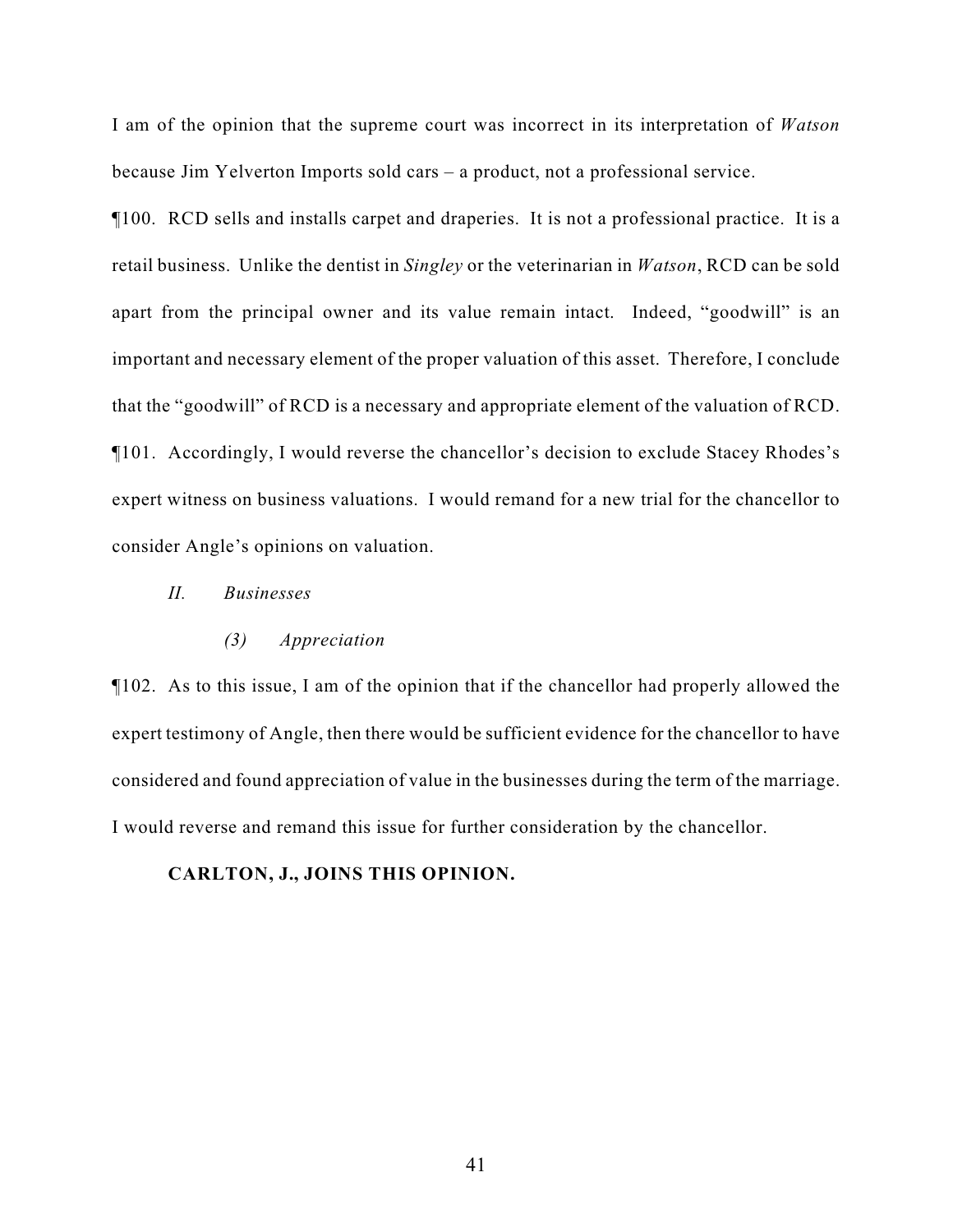I am of the opinion that the supreme court was incorrect in its interpretation of *Watson* because Jim Yelverton Imports sold cars – a product, not a professional service.

¶100. RCD sells and installs carpet and draperies. It is not a professional practice. It is a retail business. Unlike the dentist in *Singley* or the veterinarian in *Watson*, RCD can be sold apart from the principal owner and its value remain intact. Indeed, "goodwill" is an important and necessary element of the proper valuation of this asset. Therefore, I conclude that the "goodwill" of RCD is a necessary and appropriate element of the valuation of RCD.

¶101. Accordingly, I would reverse the chancellor's decision to exclude Stacey Rhodes's expert witness on business valuations. I would remand for a new trial for the chancellor to consider Angle's opinions on valuation.

*II. Businesses*

*(3) Appreciation*

¶102. As to this issue, I am of the opinion that if the chancellor had properly allowed the expert testimony of Angle, then there would be sufficient evidence for the chancellor to have considered and found appreciation of value in the businesses during the term of the marriage. I would reverse and remand this issue for further consideration by the chancellor.

**CARLTON, J., JOINS THIS OPINION.**